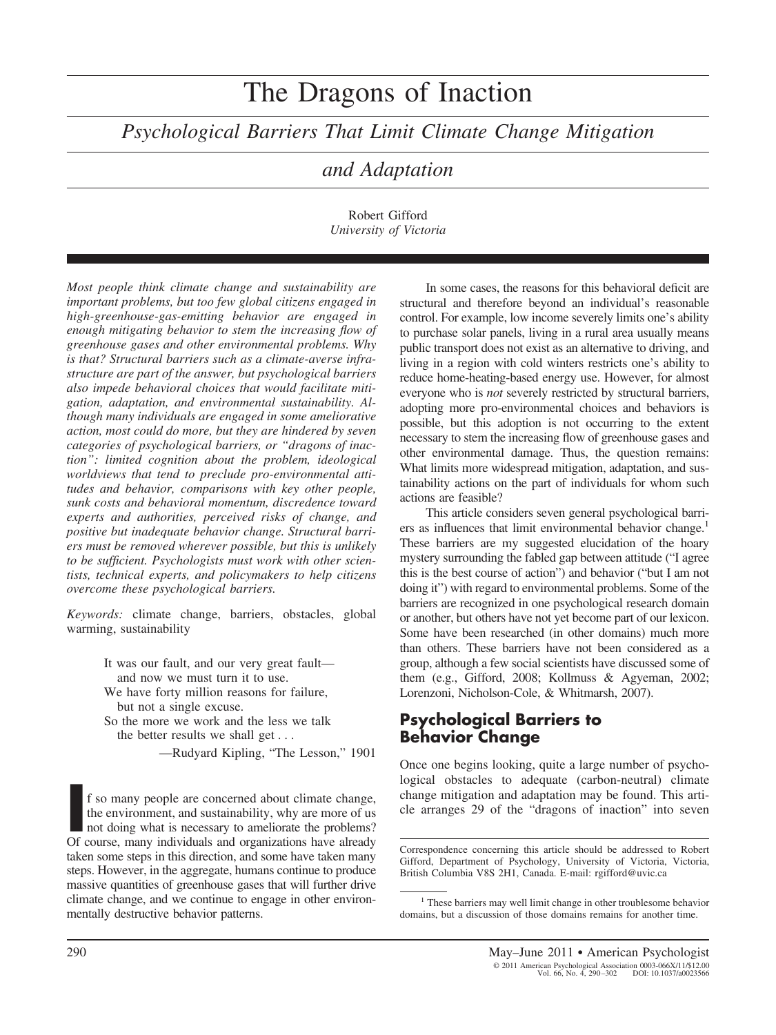# The Dragons of Inaction

## *Psychological Barriers That Limit Climate Change Mitigation and Adaptation*

Robert Gifford
*University of Victoria*

*Most people think climate change and sustainability are important problems, but too few global citizens engaged in high-greenhouse-gas-emitting behavior are engaged in enough mitigating behavior to stem the increasing flow of greenhouse gases and other environmental problems. Why is that? Structural barriers such as a climate-averse infrastructure are part of the answer, but psychological barriers also impede behavioral choices that would facilitate mitigation, adaptation, and environmental sustainability. Although many individuals are engaged in some ameliorative action, most could do more, but they are hindered by seven categories of psychological barriers, or "dragons of inaction": limited cognition about the problem, ideological worldviews that tend to preclude pro-environmental attitudes and behavior, comparisons with key other people, sunk costs and behavioral momentum, discredence toward experts and authorities, perceived risks of change, and positive but inadequate behavior change. Structural barriers must be removed wherever possible, but this is unlikely to be sufficient. Psychologists must work with other scientists, technical experts, and policymakers to help citizens overcome these psychological barriers.*

*Keywords:* climate change, barriers, obstacles, global warming, sustainability

> It was our fault, and our very great fault—
> and now we must turn it to use.
> We have forty million reasons for failure,
> but not a single excuse.
> So the more we work and the less we talk
> the better results we shall get . . .
>
> —Rudyard Kipling, "The Lesson," 1901

If so many people are concerned about climate change, the environment, and sustainability, why are more of us not doing what is necessary to ameliorate the problems? Of course, many individuals and organizations have already taken some steps in this direction, and some have taken many steps. However, in the aggregate, humans continue to produce massive quantities of greenhouse gases that will further drive climate change, and we continue to engage in other environmentally destructive behavior patterns.

In some cases, the reasons for this behavioral deficit are structural and therefore beyond an individual's reasonable control. For example, low income severely limits one's ability to purchase solar panels, living in a rural area usually means public transport does not exist as an alternative to driving, and living in a region with cold winters restricts one's ability to reduce home-heating-based energy use. However, for almost everyone who is *not* severely restricted by structural barriers, adopting more pro-environmental choices and behaviors is possible, but this adoption is not occurring to the extent necessary to stem the increasing flow of greenhouse gases and other environmental damage. Thus, the question remains: What limits more widespread mitigation, adaptation, and sustainability actions on the part of individuals for whom such actions are feasible?

This article considers seven general psychological barriers as influences that limit environmental behavior change.[1] These barriers are my suggested elucidation of the hoary mystery surrounding the fabled gap between attitude ("I agree this is the best course of action") and behavior ("but I am not doing it") with regard to environmental problems. Some of the barriers are recognized in one psychological research domain or another, but others have not yet become part of our lexicon. Some have been researched (in other domains) much more than others. These barriers have not been considered as a group, although a few social scientists have discussed some of them (e.g., Gifford, 2008; Kollmuss & Agyeman, 2002; Lorenzoni, Nicholson-Cole, & Whitmarsh, 2007).

## Psychological Barriers to Behavior Change

Once one begins looking, quite a large number of psychological obstacles to adequate (carbon-neutral) climate change mitigation and adaptation may be found. This article arranges 29 of the "dragons of inaction" into seven

Correspondence concerning this article should be addressed to Robert Gifford, Department of Psychology, University of Victoria, Victoria, British Columbia V8S 2H1, Canada. E-mail: rgifford@uvic.ca

[1] These barriers may well limit change in other troublesome behavior domains, but a discussion of those domains remains for another time.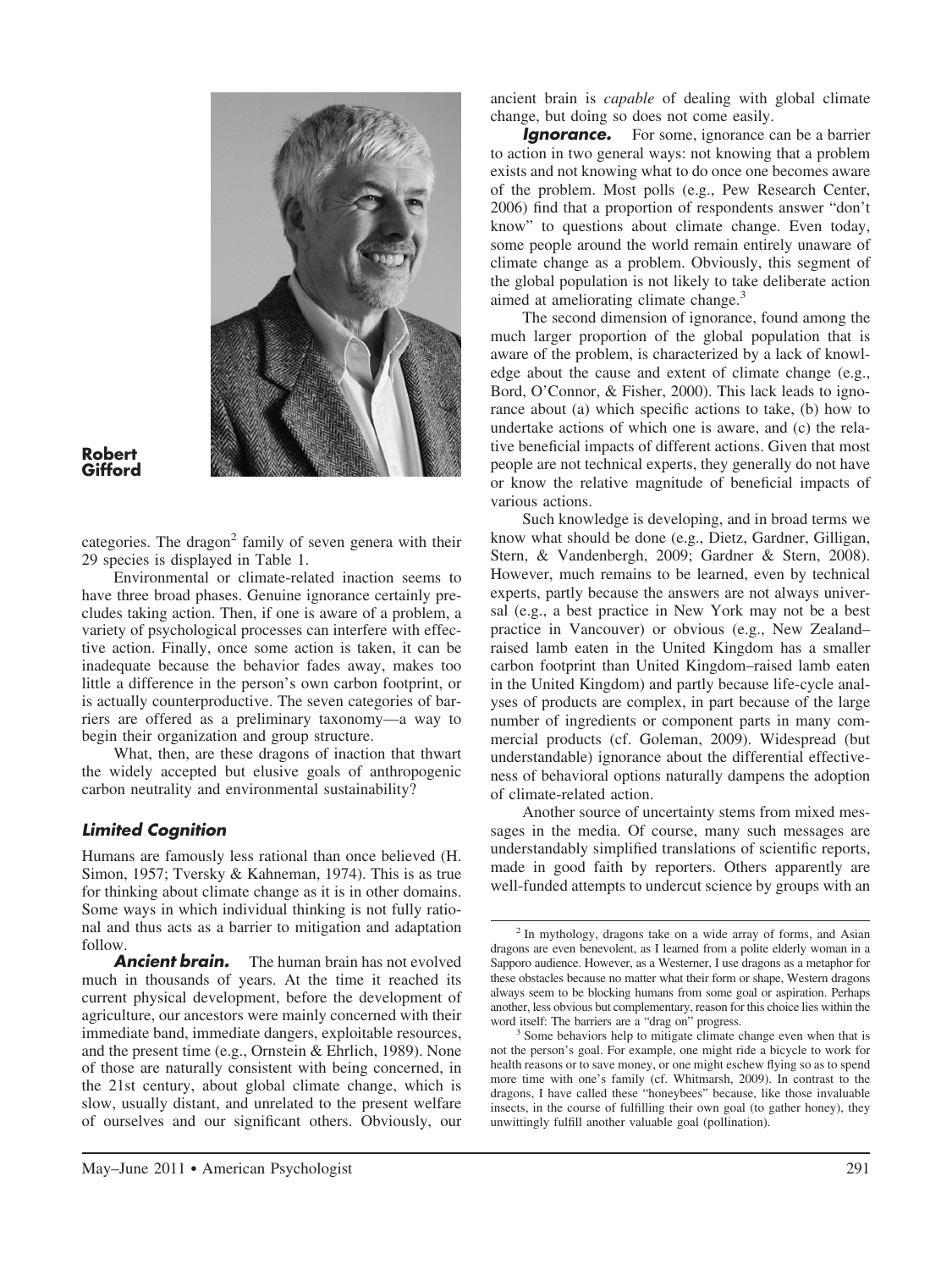Robert Gifford

categories. The dragon[2] family of seven genera with their 29 species is displayed in Table 1.

Environmental or climate-related inaction seems to have three broad phases. Genuine ignorance certainly precludes taking action. Then, if one is aware of a problem, a variety of psychological processes can interfere with effective action. Finally, once some action is taken, it can be inadequate because the behavior fades away, makes too little a difference in the person's own carbon footprint, or is actually counterproductive. The seven categories of barriers are offered as a preliminary taxonomy—a way to begin their organization and group structure.

What, then, are these dragons of inaction that thwart the widely accepted but elusive goals of anthropogenic carbon neutrality and environmental sustainability?

## Limited Cognition

Humans are famously less rational than once believed (H. Simon, 1957; Tversky & Kahneman, 1974). This is as true for thinking about climate change as it is in other domains. Some ways in which individual thinking is not fully rational and thus acts as a barrier to mitigation and adaptation follow.

***Ancient brain.*** The human brain has not evolved much in thousands of years. At the time it reached its current physical development, before the development of agriculture, our ancestors were mainly concerned with their immediate band, immediate dangers, exploitable resources, and the present time (e.g., Ornstein & Ehrlich, 1989). None of those are naturally consistent with being concerned, in the 21st century, about global climate change, which is slow, usually distant, and unrelated to the present welfare of ourselves and our significant others. Obviously, our ancient brain is *capable* of dealing with global climate change, but doing so does not come easily.

***Ignorance.*** For some, ignorance can be a barrier to action in two general ways: not knowing that a problem exists and not knowing what to do once one becomes aware of the problem. Most polls (e.g., Pew Research Center, 2006) find that a proportion of respondents answer "don't know" to questions about climate change. Even today, some people around the world remain entirely unaware of climate change as a problem. Obviously, this segment of the global population is not likely to take deliberate action aimed at ameliorating climate change.[3]

The second dimension of ignorance, found among the much larger proportion of the global population that is aware of the problem, is characterized by a lack of knowledge about the cause and extent of climate change (e.g., Bord, O'Connor, & Fisher, 2000). This lack leads to ignorance about (a) which specific actions to take, (b) how to undertake actions of which one is aware, and (c) the relative beneficial impacts of different actions. Given that most people are not technical experts, they generally do not have or know the relative magnitude of beneficial impacts of various actions.

Such knowledge is developing, and in broad terms we know what should be done (e.g., Dietz, Gardner, Gilligan, Stern, & Vandenbergh, 2009; Gardner & Stern, 2008). However, much remains to be learned, even by technical experts, partly because the answers are not always universal (e.g., a best practice in New York may not be a best practice in Vancouver) or obvious (e.g., New Zealand–raised lamb eaten in the United Kingdom has a smaller carbon footprint than United Kingdom–raised lamb eaten in the United Kingdom) and partly because life-cycle analyses of products are complex, in part because of the large number of ingredients or component parts in many commercial products (cf. Goleman, 2009). Widespread (but understandable) ignorance about the differential effectiveness of behavioral options naturally dampens the adoption of climate-related action.

Another source of uncertainty stems from mixed messages in the media. Of course, many such messages are understandably simplified translations of scientific reports, made in good faith by reporters. Others apparently are well-funded attempts to undercut science by groups with an

---

[2] In mythology, dragons take on a wide array of forms, and Asian dragons are even benevolent, as I learned from a polite elderly woman in a Sapporo audience. However, as a Westerner, I use dragons as a metaphor for these obstacles because no matter what their form or shape, Western dragons always seem to be blocking humans from some goal or aspiration. Perhaps another, less obvious but complementary, reason for this choice lies within the word itself: The barriers are a "drag on" progress.

[3] Some behaviors help to mitigate climate change even when that is not the person's goal. For example, one might ride a bicycle to work for health reasons or to save money, or one might eschew flying so as to spend more time with one's family (cf. Whitmarsh, 2009). In contrast to the dragons, I have called these "honeybees" because, like those invaluable insects, in the course of fulfilling their own goal (to gather honey), they unwittingly fulfill another valuable goal (pollination).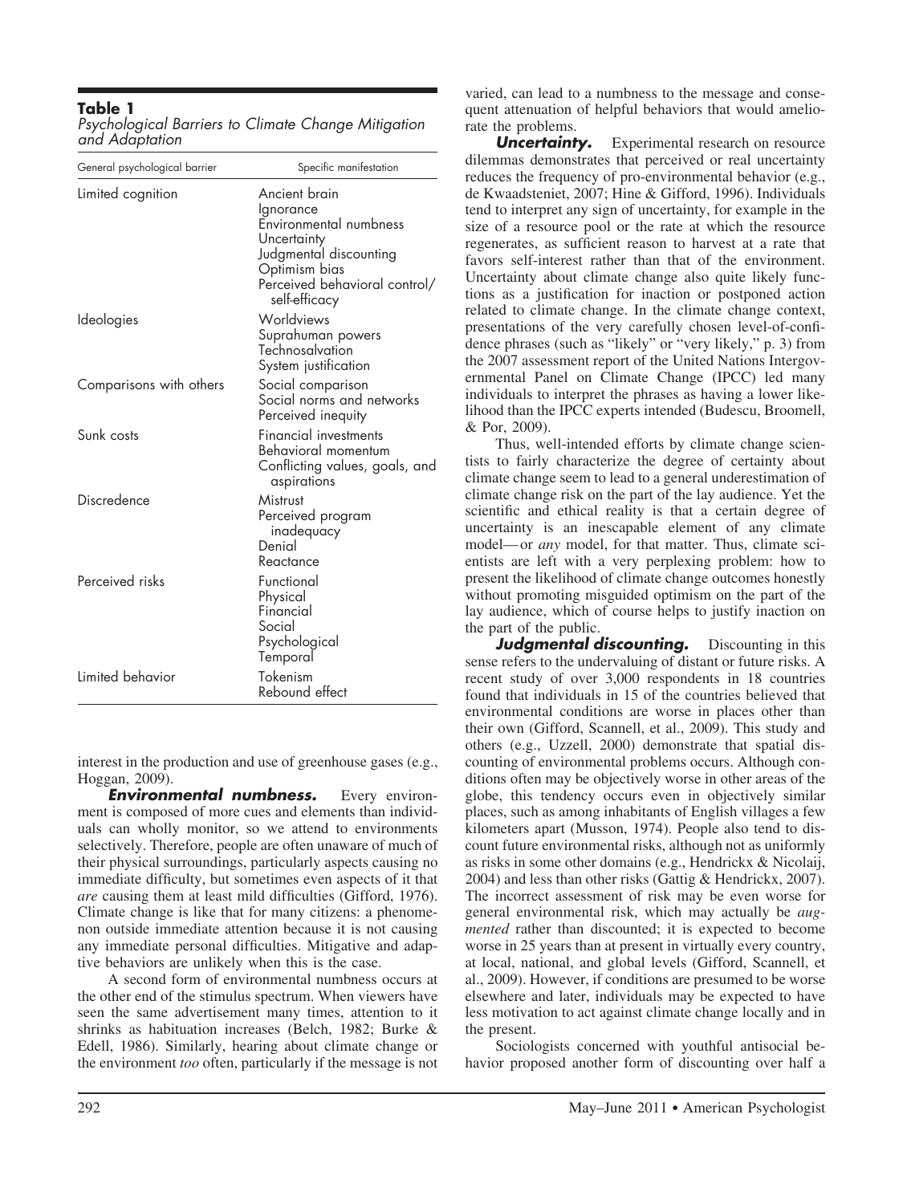**Table 1**
*Psychological Barriers to Climate Change Mitigation and Adaptation*

| General psychological barrier | Specific manifestation |
|---|---|
| Limited cognition | Ancient brain<br>Ignorance<br>Environmental numbness<br>Uncertainty<br>Judgmental discounting<br>Optimism bias<br>Perceived behavioral control/ self-efficacy |
| Ideologies | Worldviews<br>Suprahuman powers<br>Technosalvation<br>System justification |
| Comparisons with others | Social comparison<br>Social norms and networks<br>Perceived inequity |
| Sunk costs | Financial investments<br>Behavioral momentum<br>Conflicting values, goals, and aspirations |
| Discredence | Mistrust<br>Perceived program inadequacy<br>Denial<br>Reactance |
| Perceived risks | Functional<br>Physical<br>Financial<br>Social<br>Psychological<br>Temporal |
| Limited behavior | Tokenism<br>Rebound effect |

interest in the production and use of greenhouse gases (e.g., Hoggan, 2009).

***Environmental numbness.*** Every environment is composed of more cues and elements than individuals can wholly monitor, so we attend to environments selectively. Therefore, people are often unaware of much of their physical surroundings, particularly aspects causing no immediate difficulty, but sometimes even aspects of it that *are* causing them at least mild difficulties (Gifford, 1976). Climate change is like that for many citizens: a phenomenon outside immediate attention because it is not causing any immediate personal difficulties. Mitigative and adaptive behaviors are unlikely when this is the case.

A second form of environmental numbness occurs at the other end of the stimulus spectrum. When viewers have seen the same advertisement many times, attention to it shrinks as habituation increases (Belch, 1982; Burke & Edell, 1986). Similarly, hearing about climate change or the environment *too* often, particularly if the message is not varied, can lead to a numbness to the message and consequent attenuation of helpful behaviors that would ameliorate the problems.

***Uncertainty.*** Experimental research on resource dilemmas demonstrates that perceived or real uncertainty reduces the frequency of pro-environmental behavior (e.g., de Kwaadsteniet, 2007; Hine & Gifford, 1996). Individuals tend to interpret any sign of uncertainty, for example in the size of a resource pool or the rate at which the resource regenerates, as sufficient reason to harvest at a rate that favors self-interest rather than that of the environment. Uncertainty about climate change also quite likely functions as a justification for inaction or postponed action related to climate change. In the climate change context, presentations of the very carefully chosen level-of-confidence phrases (such as "likely" or "very likely," p. 3) from the 2007 assessment report of the United Nations Intergovernmental Panel on Climate Change (IPCC) led many individuals to interpret the phrases as having a lower likelihood than the IPCC experts intended (Budescu, Broomell, & Por, 2009).

Thus, well-intended efforts by climate change scientists to fairly characterize the degree of certainty about climate change seem to lead to a general underestimation of climate change risk on the part of the lay audience. Yet the scientific and ethical reality is that a certain degree of uncertainty is an inescapable element of any climate model—or *any* model, for that matter. Thus, climate scientists are left with a very perplexing problem: how to present the likelihood of climate change outcomes honestly without promoting misguided optimism on the part of the lay audience, which of course helps to justify inaction on the part of the public.

***Judgmental discounting.*** Discounting in this sense refers to the undervaluing of distant or future risks. A recent study of over 3,000 respondents in 18 countries found that individuals in 15 of the countries believed that environmental conditions are worse in places other than their own (Gifford, Scannell, et al., 2009). This study and others (e.g., Uzzell, 2000) demonstrate that spatial discounting of environmental problems occurs. Although conditions often may be objectively worse in other areas of the globe, this tendency occurs even in objectively similar places, such as among inhabitants of English villages a few kilometers apart (Musson, 1974). People also tend to discount future environmental risks, although not as uniformly as risks in some other domains (e.g., Hendrickx & Nicolaij, 2004) and less than other risks (Gattig & Hendrickx, 2007). The incorrect assessment of risk may be even worse for general environmental risk, which may actually be *augmented* rather than discounted; it is expected to become worse in 25 years than at present in virtually every country, at local, national, and global levels (Gifford, Scannell, et al., 2009). However, if conditions are presumed to be worse elsewhere and later, individuals may be expected to have less motivation to act against climate change locally and in the present.

Sociologists concerned with youthful antisocial behavior proposed another form of discounting over half a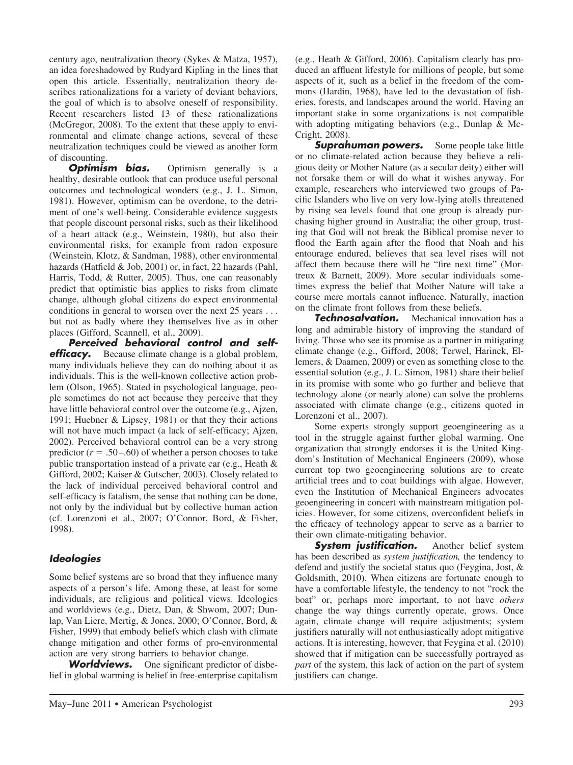century ago, neutralization theory (Sykes & Matza, 1957), an idea foreshadowed by Rudyard Kipling in the lines that open this article. Essentially, neutralization theory describes rationalizations for a variety of deviant behaviors, the goal of which is to absolve oneself of responsibility. Recent researchers listed 13 of these rationalizations (McGregor, 2008). To the extent that these apply to environmental and climate change actions, several of these neutralization techniques could be viewed as another form of discounting.

***Optimism bias.*** Optimism generally is a healthy, desirable outlook that can produce useful personal outcomes and technological wonders (e.g., J. L. Simon, 1981). However, optimism can be overdone, to the detriment of one's well-being. Considerable evidence suggests that people discount personal risks, such as their likelihood of a heart attack (e.g., Weinstein, 1980), but also their environmental risks, for example from radon exposure (Weinstein, Klotz, & Sandman, 1988), other environmental hazards (Hatfield & Job, 2001) or, in fact, 22 hazards (Pahl, Harris, Todd, & Rutter, 2005). Thus, one can reasonably predict that optimistic bias applies to risks from climate change, although global citizens do expect environmental conditions in general to worsen over the next 25 years . . . but not as badly where they themselves live as in other places (Gifford, Scannell, et al., 2009).

***Perceived behavioral control and self-efficacy.*** Because climate change is a global problem, many individuals believe they can do nothing about it as individuals. This is the well-known collective action problem (Olson, 1965). Stated in psychological language, people sometimes do not act because they perceive that they have little behavioral control over the outcome (e.g., Ajzen, 1991; Huebner & Lipsey, 1981) or that they their actions will not have much impact (a lack of self-efficacy; Ajzen, 2002). Perceived behavioral control can be a very strong predictor ($r = .50–.60$) of whether a person chooses to take public transportation instead of a private car (e.g., Heath & Gifford, 2002; Kaiser & Gutscher, 2003). Closely related to the lack of individual perceived behavioral control and self-efficacy is fatalism, the sense that nothing can be done, not only by the individual but by collective human action (cf. Lorenzoni et al., 2007; O'Connor, Bord, & Fisher, 1998).

## *Ideologies*

Some belief systems are so broad that they influence many aspects of a person's life. Among these, at least for some individuals, are religious and political views. Ideologies and worldviews (e.g., Dietz, Dan, & Shwom, 2007; Dunlap, Van Liere, Mertig, & Jones, 2000; O'Connor, Bord, & Fisher, 1999) that embody beliefs which clash with climate change mitigation and other forms of pro-environmental action are very strong barriers to behavior change.

***Worldviews.*** One significant predictor of disbelief in global warming is belief in free-enterprise capitalism (e.g., Heath & Gifford, 2006). Capitalism clearly has produced an affluent lifestyle for millions of people, but some aspects of it, such as a belief in the freedom of the commons (Hardin, 1968), have led to the devastation of fisheries, forests, and landscapes around the world. Having an important stake in some organizations is not compatible with adopting mitigating behaviors (e.g., Dunlap & McCright, 2008).

***Suprahuman powers.*** Some people take little or no climate-related action because they believe a religious deity or Mother Nature (as a secular deity) either will not forsake them or will do what it wishes anyway. For example, researchers who interviewed two groups of Pacific Islanders who live on very low-lying atolls threatened by rising sea levels found that one group is already purchasing higher ground in Australia; the other group, trusting that God will not break the Biblical promise never to flood the Earth again after the flood that Noah and his entourage endured, believes that sea level rises will not affect them because there will be "fire next time" (Mortreux & Barnett, 2009). More secular individuals sometimes express the belief that Mother Nature will take a course mere mortals cannot influence. Naturally, inaction on the climate front follows from these beliefs.

***Technosalvation.*** Mechanical innovation has a long and admirable history of improving the standard of living. Those who see its promise as a partner in mitigating climate change (e.g., Gifford, 2008; Terwel, Harinck, Ellemers, & Daamen, 2009) or even as something close to the essential solution (e.g., J. L. Simon, 1981) share their belief in its promise with some who go further and believe that technology alone (or nearly alone) can solve the problems associated with climate change (e.g., citizens quoted in Lorenzoni et al., 2007).

Some experts strongly support geoengineering as a tool in the struggle against further global warming. One organization that strongly endorses it is the United Kingdom's Institution of Mechanical Engineers (2009), whose current top two geoengineering solutions are to create artificial trees and to coat buildings with algae. However, even the Institution of Mechanical Engineers advocates geoengineering in concert with mainstream mitigation policies. However, for some citizens, overconfident beliefs in the efficacy of technology appear to serve as a barrier to their own climate-mitigating behavior.

***System justification.*** Another belief system has been described as *system justification,* the tendency to defend and justify the societal status quo (Feygina, Jost, & Goldsmith, 2010). When citizens are fortunate enough to have a comfortable lifestyle, the tendency to not "rock the boat" or, perhaps more important, to not have *others* change the way things currently operate, grows. Once again, climate change will require adjustments; system justifiers naturally will not enthusiastically adopt mitigative actions. It is interesting, however, that Feygina et al. (2010) showed that if mitigation can be successfully portrayed as *part* of the system, this lack of action on the part of system justifiers can change.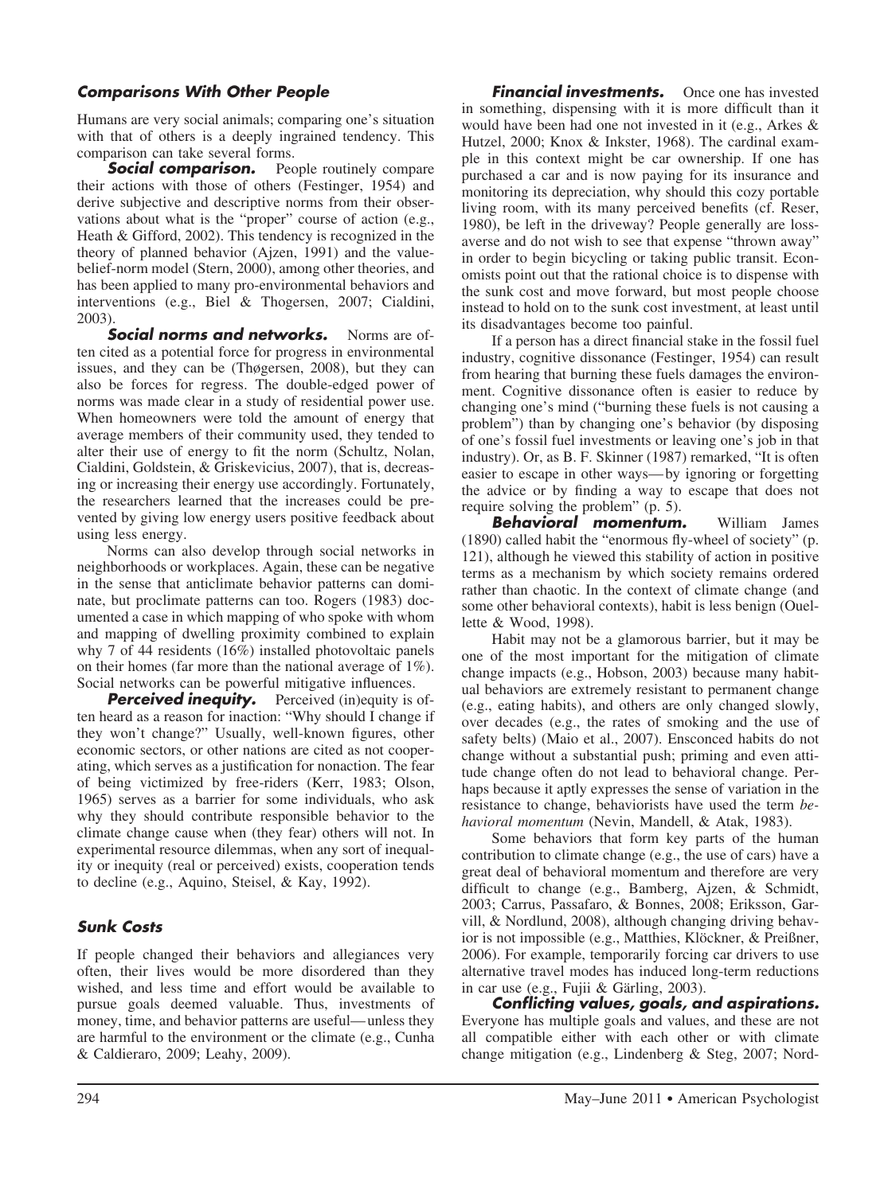### Comparisons With Other People

Humans are very social animals; comparing one's situation with that of others is a deeply ingrained tendency. This comparison can take several forms.

***Social comparison.*** People routinely compare their actions with those of others (Festinger, 1954) and derive subjective and descriptive norms from their observations about what is the "proper" course of action (e.g., Heath & Gifford, 2002). This tendency is recognized in the theory of planned behavior (Ajzen, 1991) and the value-belief-norm model (Stern, 2000), among other theories, and has been applied to many pro-environmental behaviors and interventions (e.g., Biel & Thogersen, 2007; Cialdini, 2003).

***Social norms and networks.*** Norms are often cited as a potential force for progress in environmental issues, and they can be (Thøgersen, 2008), but they can also be forces for regress. The double-edged power of norms was made clear in a study of residential power use. When homeowners were told the amount of energy that average members of their community used, they tended to alter their use of energy to fit the norm (Schultz, Nolan, Cialdini, Goldstein, & Griskevicius, 2007), that is, decreasing or increasing their energy use accordingly. Fortunately, the researchers learned that the increases could be prevented by giving low energy users positive feedback about using less energy.

Norms can also develop through social networks in neighborhoods or workplaces. Again, these can be negative in the sense that anticlimate behavior patterns can dominate, but proclimate patterns can too. Rogers (1983) documented a case in which mapping of who spoke with whom and mapping of dwelling proximity combined to explain why 7 of 44 residents (16%) installed photovoltaic panels on their homes (far more than the national average of 1%). Social networks can be powerful mitigative influences.

***Perceived inequity.*** Perceived (in)equity is often heard as a reason for inaction: "Why should I change if they won't change?" Usually, well-known figures, other economic sectors, or other nations are cited as not cooperating, which serves as a justification for nonaction. The fear of being victimized by free-riders (Kerr, 1983; Olson, 1965) serves as a barrier for some individuals, who ask why they should contribute responsible behavior to the climate change cause when (they fear) others will not. In experimental resource dilemmas, when any sort of inequality or inequity (real or perceived) exists, cooperation tends to decline (e.g., Aquino, Steisel, & Kay, 1992).

### Sunk Costs

If people changed their behaviors and allegiances very often, their lives would be more disordered than they wished, and less time and effort would be available to pursue goals deemed valuable. Thus, investments of money, time, and behavior patterns are useful—unless they are harmful to the environment or the climate (e.g., Cunha & Caldieraro, 2009; Leahy, 2009).

***Financial investments.*** Once one has invested in something, dispensing with it is more difficult than it would have been had one not invested in it (e.g., Arkes & Hutzel, 2000; Knox & Inkster, 1968). The cardinal example in this context might be car ownership. If one has purchased a car and is now paying for its insurance and monitoring its depreciation, why should this cozy portable living room, with its many perceived benefits (cf. Reser, 1980), be left in the driveway? People generally are loss-averse and do not wish to see that expense "thrown away" in order to begin bicycling or taking public transit. Economists point out that the rational choice is to dispense with the sunk cost and move forward, but most people choose instead to hold on to the sunk cost investment, at least until its disadvantages become too painful.

If a person has a direct financial stake in the fossil fuel industry, cognitive dissonance (Festinger, 1954) can result from hearing that burning these fuels damages the environment. Cognitive dissonance often is easier to reduce by changing one's mind ("burning these fuels is not causing a problem") than by changing one's behavior (by disposing of one's fossil fuel investments or leaving one's job in that industry). Or, as B. F. Skinner (1987) remarked, "It is often easier to escape in other ways—by ignoring or forgetting the advice or by finding a way to escape that does not require solving the problem" (p. 5).

***Behavioral momentum.*** William James (1890) called habit the "enormous fly-wheel of society" (p. 121), although he viewed this stability of action in positive terms as a mechanism by which society remains ordered rather than chaotic. In the context of climate change (and some other behavioral contexts), habit is less benign (Ouellette & Wood, 1998).

Habit may not be a glamorous barrier, but it may be one of the most important for the mitigation of climate change impacts (e.g., Hobson, 2003) because many habitual behaviors are extremely resistant to permanent change (e.g., eating habits), and others are only changed slowly, over decades (e.g., the rates of smoking and the use of safety belts) (Maio et al., 2007). Ensconced habits do not change without a substantial push; priming and even attitude change often do not lead to behavioral change. Perhaps because it aptly expresses the sense of variation in the resistance to change, behaviorists have used the term *behavioral momentum* (Nevin, Mandell, & Atak, 1983).

Some behaviors that form key parts of the human contribution to climate change (e.g., the use of cars) have a great deal of behavioral momentum and therefore are very difficult to change (e.g., Bamberg, Ajzen, & Schmidt, 2003; Carrus, Passafaro, & Bonnes, 2008; Eriksson, Garvill, & Nordlund, 2008), although changing driving behavior is not impossible (e.g., Matthies, Klöckner, & Preißner, 2006). For example, temporarily forcing car drivers to use alternative travel modes has induced long-term reductions in car use (e.g., Fujii & Gärling, 2003).

***Conflicting values, goals, and aspirations.*** Everyone has multiple goals and values, and these are not all compatible either with each other or with climate change mitigation (e.g., Lindenberg & Steg, 2007; Nord-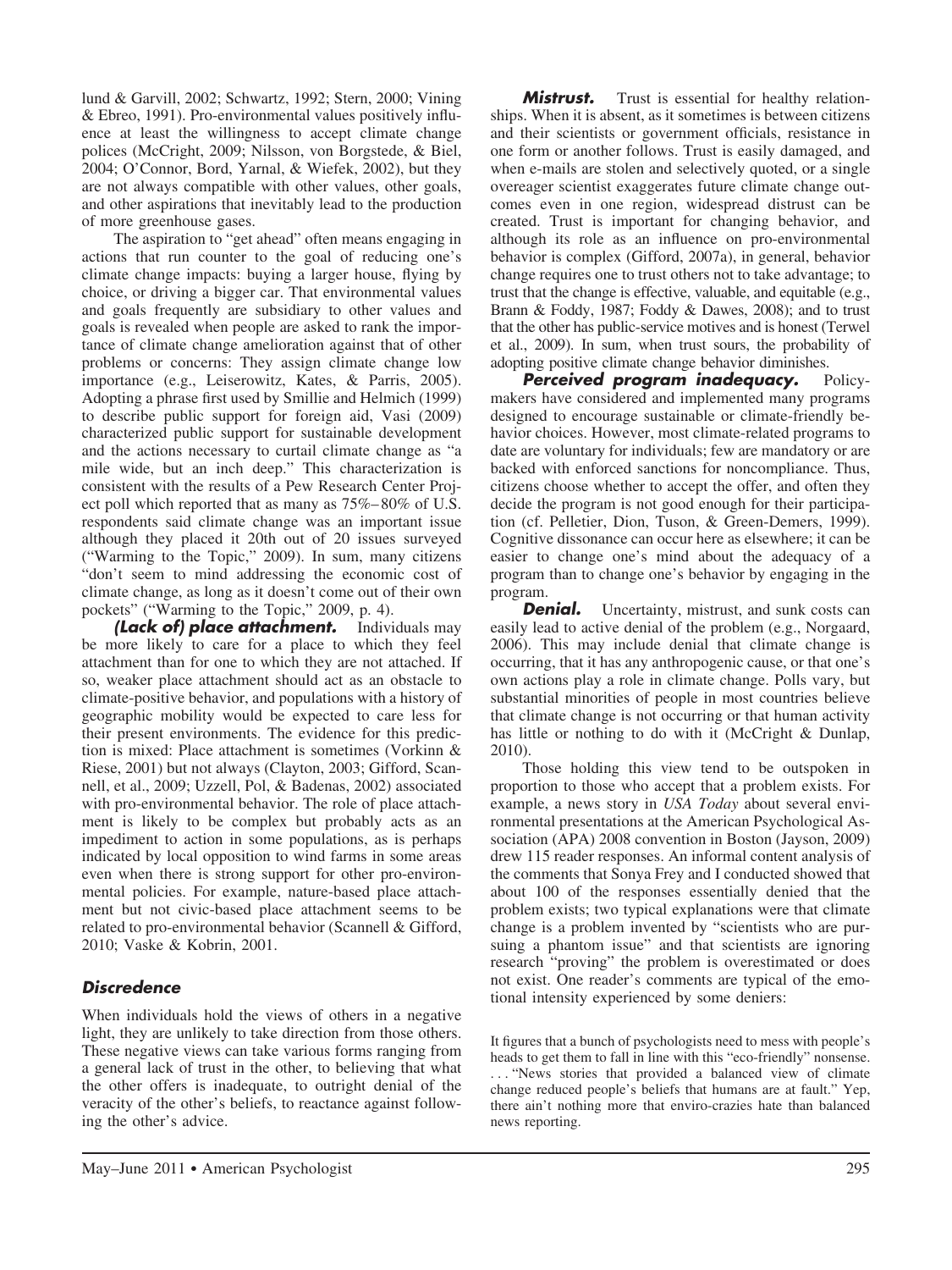lund & Garvill, 2002; Schwartz, 1992; Stern, 2000; Vining & Ebreo, 1991). Pro-environmental values positively influence at least the willingness to accept climate change polices (McCright, 2009; Nilsson, von Borgstede, & Biel, 2004; O'Connor, Bord, Yarnal, & Wiefek, 2002), but they are not always compatible with other values, other goals, and other aspirations that inevitably lead to the production of more greenhouse gases.

The aspiration to "get ahead" often means engaging in actions that run counter to the goal of reducing one's climate change impacts: buying a larger house, flying by choice, or driving a bigger car. That environmental values and goals frequently are subsidiary to other values and goals is revealed when people are asked to rank the importance of climate change amelioration against that of other problems or concerns: They assign climate change low importance (e.g., Leiserowitz, Kates, & Parris, 2005). Adopting a phrase first used by Smillie and Helmich (1999) to describe public support for foreign aid, Vasi (2009) characterized public support for sustainable development and the actions necessary to curtail climate change as "a mile wide, but an inch deep." This characterization is consistent with the results of a Pew Research Center Project poll which reported that as many as 75%–80% of U.S. respondents said climate change was an important issue although they placed it 20th out of 20 issues surveyed ("Warming to the Topic," 2009). In sum, many citizens "don't seem to mind addressing the economic cost of climate change, as long as it doesn't come out of their own pockets" ("Warming to the Topic," 2009, p. 4).

***(Lack of) place attachment.*** Individuals may be more likely to care for a place to which they feel attachment than for one to which they are not attached. If so, weaker place attachment should act as an obstacle to climate-positive behavior, and populations with a history of geographic mobility would be expected to care less for their present environments. The evidence for this prediction is mixed: Place attachment is sometimes (Vorkinn & Riese, 2001) but not always (Clayton, 2003; Gifford, Scannell, et al., 2009; Uzzell, Pol, & Badenas, 2002) associated with pro-environmental behavior. The role of place attachment is likely to be complex but probably acts as an impediment to action in some populations, as is perhaps indicated by local opposition to wind farms in some areas even when there is strong support for other pro-environmental policies. For example, nature-based place attachment but not civic-based place attachment seems to be related to pro-environmental behavior (Scannell & Gifford, 2010; Vaske & Kobrin, 2001.

### *Discredence*

When individuals hold the views of others in a negative light, they are unlikely to take direction from those others. These negative views can take various forms ranging from a general lack of trust in the other, to believing that what the other offers is inadequate, to outright denial of the veracity of the other's beliefs, to reactance against following the other's advice.

***Mistrust.*** Trust is essential for healthy relationships. When it is absent, as it sometimes is between citizens and their scientists or government officials, resistance in one form or another follows. Trust is easily damaged, and when e-mails are stolen and selectively quoted, or a single overeager scientist exaggerates future climate change outcomes even in one region, widespread distrust can be created. Trust is important for changing behavior, and although its role as an influence on pro-environmental behavior is complex (Gifford, 2007a), in general, behavior change requires one to trust others not to take advantage; to trust that the change is effective, valuable, and equitable (e.g., Brann & Foddy, 1987; Foddy & Dawes, 2008); and to trust that the other has public-service motives and is honest (Terwel et al., 2009). In sum, when trust sours, the probability of adopting positive climate change behavior diminishes.

***Perceived program inadequacy.*** Policymakers have considered and implemented many programs designed to encourage sustainable or climate-friendly behavior choices. However, most climate-related programs to date are voluntary for individuals; few are mandatory or are backed with enforced sanctions for noncompliance. Thus, citizens choose whether to accept the offer, and often they decide the program is not good enough for their participation (cf. Pelletier, Dion, Tuson, & Green-Demers, 1999). Cognitive dissonance can occur here as elsewhere; it can be easier to change one's mind about the adequacy of a program than to change one's behavior by engaging in the program.

***Denial.*** Uncertainty, mistrust, and sunk costs can easily lead to active denial of the problem (e.g., Norgaard, 2006). This may include denial that climate change is occurring, that it has any anthropogenic cause, or that one's own actions play a role in climate change. Polls vary, but substantial minorities of people in most countries believe that climate change is not occurring or that human activity has little or nothing to do with it (McCright & Dunlap, 2010).

Those holding this view tend to be outspoken in proportion to those who accept that a problem exists. For example, a news story in *USA Today* about several environmental presentations at the American Psychological Association (APA) 2008 convention in Boston (Jayson, 2009) drew 115 reader responses. An informal content analysis of the comments that Sonya Frey and I conducted showed that about 100 of the responses essentially denied that the problem exists; two typical explanations were that climate change is a problem invented by "scientists who are pursuing a phantom issue" and that scientists are ignoring research "proving" the problem is overestimated or does not exist. One reader's comments are typical of the emotional intensity experienced by some deniers:

> It figures that a bunch of psychologists need to mess with people's heads to get them to fall in line with this "eco-friendly" nonsense. . . . "News stories that provided a balanced view of climate change reduced people's beliefs that humans are at fault." Yep, there ain't nothing more that enviro-crazies hate than balanced news reporting.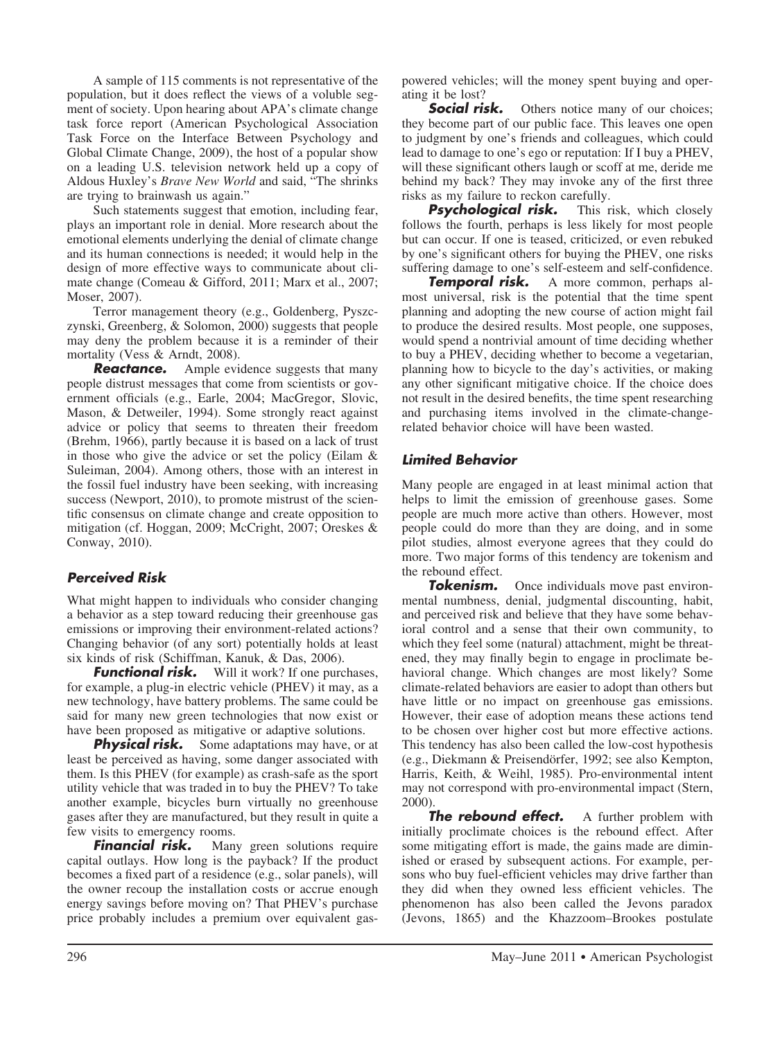A sample of 115 comments is not representative of the population, but it does reflect the views of a voluble segment of society. Upon hearing about APA's climate change task force report (American Psychological Association Task Force on the Interface Between Psychology and Global Climate Change, 2009), the host of a popular show on a leading U.S. television network held up a copy of Aldous Huxley's *Brave New World* and said, "The shrinks are trying to brainwash us again."

Such statements suggest that emotion, including fear, plays an important role in denial. More research about the emotional elements underlying the denial of climate change and its human connections is needed; it would help in the design of more effective ways to communicate about climate change (Comeau & Gifford, 2011; Marx et al., 2007; Moser, 2007).

Terror management theory (e.g., Goldenberg, Pyszczynski, Greenberg, & Solomon, 2000) suggests that people may deny the problem because it is a reminder of their mortality (Vess & Arndt, 2008).

***Reactance.*** Ample evidence suggests that many people distrust messages that come from scientists or government officials (e.g., Earle, 2004; MacGregor, Slovic, Mason, & Detweiler, 1994). Some strongly react against advice or policy that seems to threaten their freedom (Brehm, 1966), partly because it is based on a lack of trust in those who give the advice or set the policy (Eilam & Suleiman, 2004). Among others, those with an interest in the fossil fuel industry have been seeking, with increasing success (Newport, 2010), to promote mistrust of the scientific consensus on climate change and create opposition to mitigation (cf. Hoggan, 2009; McCright, 2007; Oreskes & Conway, 2010).

### *Perceived Risk*

What might happen to individuals who consider changing a behavior as a step toward reducing their greenhouse gas emissions or improving their environment-related actions? Changing behavior (of any sort) potentially holds at least six kinds of risk (Schiffman, Kanuk, & Das, 2006).

***Functional risk.*** Will it work? If one purchases, for example, a plug-in electric vehicle (PHEV) it may, as a new technology, have battery problems. The same could be said for many new green technologies that now exist or have been proposed as mitigative or adaptive solutions.

***Physical risk.*** Some adaptations may have, or at least be perceived as having, some danger associated with them. Is this PHEV (for example) as crash-safe as the sport utility vehicle that was traded in to buy the PHEV? To take another example, bicycles burn virtually no greenhouse gases after they are manufactured, but they result in quite a few visits to emergency rooms.

***Financial risk.*** Many green solutions require capital outlays. How long is the payback? If the product becomes a fixed part of a residence (e.g., solar panels), will the owner recoup the installation costs or accrue enough energy savings before moving on? That PHEV's purchase price probably includes a premium over equivalent gas-powered vehicles; will the money spent buying and operating it be lost?

***Social risk.*** Others notice many of our choices; they become part of our public face. This leaves one open to judgment by one's friends and colleagues, which could lead to damage to one's ego or reputation: If I buy a PHEV, will these significant others laugh or scoff at me, deride me behind my back? They may invoke any of the first three risks as my failure to reckon carefully.

***Psychological risk.*** This risk, which closely follows the fourth, perhaps is less likely for most people but can occur. If one is teased, criticized, or even rebuked by one's significant others for buying the PHEV, one risks suffering damage to one's self-esteem and self-confidence.

***Temporal risk.*** A more common, perhaps almost universal, risk is the potential that the time spent planning and adopting the new course of action might fail to produce the desired results. Most people, one supposes, would spend a nontrivial amount of time deciding whether to buy a PHEV, deciding whether to become a vegetarian, planning how to bicycle to the day's activities, or making any other significant mitigative choice. If the choice does not result in the desired benefits, the time spent researching and purchasing items involved in the climate-change-related behavior choice will have been wasted.

### *Limited Behavior*

Many people are engaged in at least minimal action that helps to limit the emission of greenhouse gases. Some people are much more active than others. However, most people could do more than they are doing, and in some pilot studies, almost everyone agrees that they could do more. Two major forms of this tendency are tokenism and the rebound effect.

***Tokenism.*** Once individuals move past environmental numbness, denial, judgmental discounting, habit, and perceived risk and believe that they have some behavioral control and a sense that their own community, to which they feel some (natural) attachment, might be threatened, they may finally begin to engage in proclimate behavioral change. Which changes are most likely? Some climate-related behaviors are easier to adopt than others but have little or no impact on greenhouse gas emissions. However, their ease of adoption means these actions tend to be chosen over higher cost but more effective actions. This tendency has also been called the low-cost hypothesis (e.g., Diekmann & Preisendörfer, 1992; see also Kempton, Harris, Keith, & Weihl, 1985). Pro-environmental intent may not correspond with pro-environmental impact (Stern, 2000).

***The rebound effect.*** A further problem with initially proclimate choices is the rebound effect. After some mitigating effort is made, the gains made are diminished or erased by subsequent actions. For example, persons who buy fuel-efficient vehicles may drive farther than they did when they owned less efficient vehicles. The phenomenon has also been called the Jevons paradox (Jevons, 1865) and the Khazzoom–Brookes postulate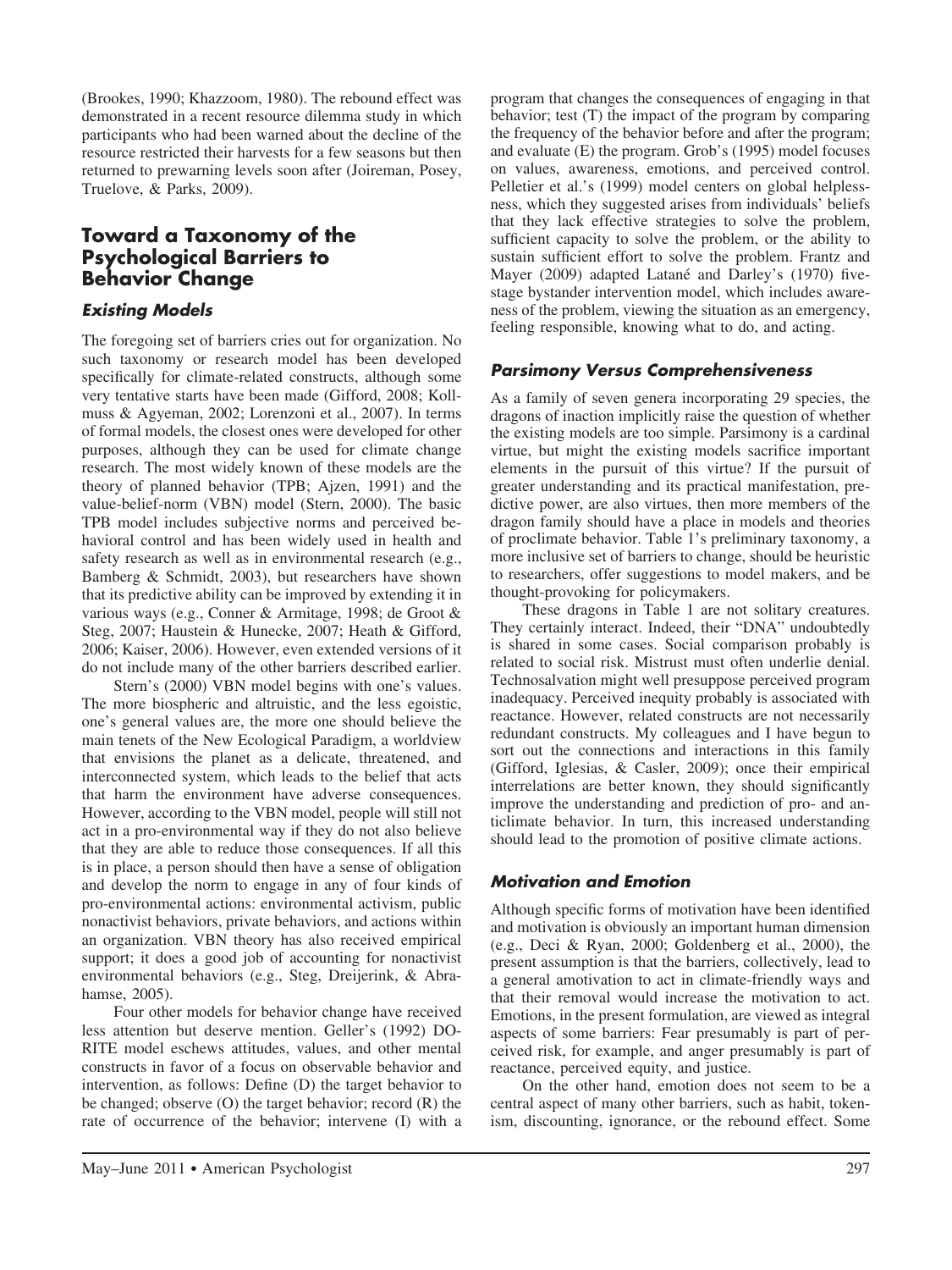(Brookes, 1990; Khazzoom, 1980). The rebound effect was demonstrated in a recent resource dilemma study in which participants who had been warned about the decline of the resource restricted their harvests for a few seasons but then returned to prewarning levels soon after (Joireman, Posey, Truelove, & Parks, 2009).

## Toward a Taxonomy of the Psychological Barriers to Behavior Change

### Existing Models

The foregoing set of barriers cries out for organization. No such taxonomy or research model has been developed specifically for climate-related constructs, although some very tentative starts have been made (Gifford, 2008; Kollmuss & Agyeman, 2002; Lorenzoni et al., 2007). In terms of formal models, the closest ones were developed for other purposes, although they can be used for climate change research. The most widely known of these models are the theory of planned behavior (TPB; Ajzen, 1991) and the value-belief-norm (VBN) model (Stern, 2000). The basic TPB model includes subjective norms and perceived behavioral control and has been widely used in health and safety research as well as in environmental research (e.g., Bamberg & Schmidt, 2003), but researchers have shown that its predictive ability can be improved by extending it in various ways (e.g., Conner & Armitage, 1998; de Groot & Steg, 2007; Haustein & Hunecke, 2007; Heath & Gifford, 2006; Kaiser, 2006). However, even extended versions of it do not include many of the other barriers described earlier.

Stern's (2000) VBN model begins with one's values. The more biospheric and altruistic, and the less egoistic, one's general values are, the more one should believe the main tenets of the New Ecological Paradigm, a worldview that envisions the planet as a delicate, threatened, and interconnected system, which leads to the belief that acts that harm the environment have adverse consequences. However, according to the VBN model, people will still not act in a pro-environmental way if they do not also believe that they are able to reduce those consequences. If all this is in place, a person should then have a sense of obligation and develop the norm to engage in any of four kinds of pro-environmental actions: environmental activism, public nonactivist behaviors, private behaviors, and actions within an organization. VBN theory has also received empirical support; it does a good job of accounting for nonactivist environmental behaviors (e.g., Steg, Dreijerink, & Abrahamse, 2005).

Four other models for behavior change have received less attention but deserve mention. Geller's (1992) DO-RITE model eschews attitudes, values, and other mental constructs in favor of a focus on observable behavior and intervention, as follows: Define (D) the target behavior to be changed; observe (O) the target behavior; record (R) the rate of occurrence of the behavior; intervene (I) with a program that changes the consequences of engaging in that behavior; test (T) the impact of the program by comparing the frequency of the behavior before and after the program; and evaluate (E) the program. Grob's (1995) model focuses on values, awareness, emotions, and perceived control. Pelletier et al.'s (1999) model centers on global helplessness, which they suggested arises from individuals' beliefs that they lack effective strategies to solve the problem, sufficient capacity to solve the problem, or the ability to sustain sufficient effort to solve the problem. Frantz and Mayer (2009) adapted Latané and Darley's (1970) five-stage bystander intervention model, which includes awareness of the problem, viewing the situation as an emergency, feeling responsible, knowing what to do, and acting.

### Parsimony Versus Comprehensiveness

As a family of seven genera incorporating 29 species, the dragons of inaction implicitly raise the question of whether the existing models are too simple. Parsimony is a cardinal virtue, but might the existing models sacrifice important elements in the pursuit of this virtue? If the pursuit of greater understanding and its practical manifestation, predictive power, are also virtues, then more members of the dragon family should have a place in models and theories of proclimate behavior. Table 1's preliminary taxonomy, a more inclusive set of barriers to change, should be heuristic to researchers, offer suggestions to model makers, and be thought-provoking for policymakers.

These dragons in Table 1 are not solitary creatures. They certainly interact. Indeed, their "DNA" undoubtedly is shared in some cases. Social comparison probably is related to social risk. Mistrust must often underlie denial. Technosalvation might well presuppose perceived program inadequacy. Perceived inequity probably is associated with reactance. However, related constructs are not necessarily redundant constructs. My colleagues and I have begun to sort out the connections and interactions in this family (Gifford, Iglesias, & Casler, 2009); once their empirical interrelations are better known, they should significantly improve the understanding and prediction of pro- and anticlimate behavior. In turn, this increased understanding should lead to the promotion of positive climate actions.

### Motivation and Emotion

Although specific forms of motivation have been identified and motivation is obviously an important human dimension (e.g., Deci & Ryan, 2000; Goldenberg et al., 2000), the present assumption is that the barriers, collectively, lead to a general amotivation to act in climate-friendly ways and that their removal would increase the motivation to act. Emotions, in the present formulation, are viewed as integral aspects of some barriers: Fear presumably is part of perceived risk, for example, and anger presumably is part of reactance, perceived equity, and justice.

On the other hand, emotion does not seem to be a central aspect of many other barriers, such as habit, tokenism, discounting, ignorance, or the rebound effect. Some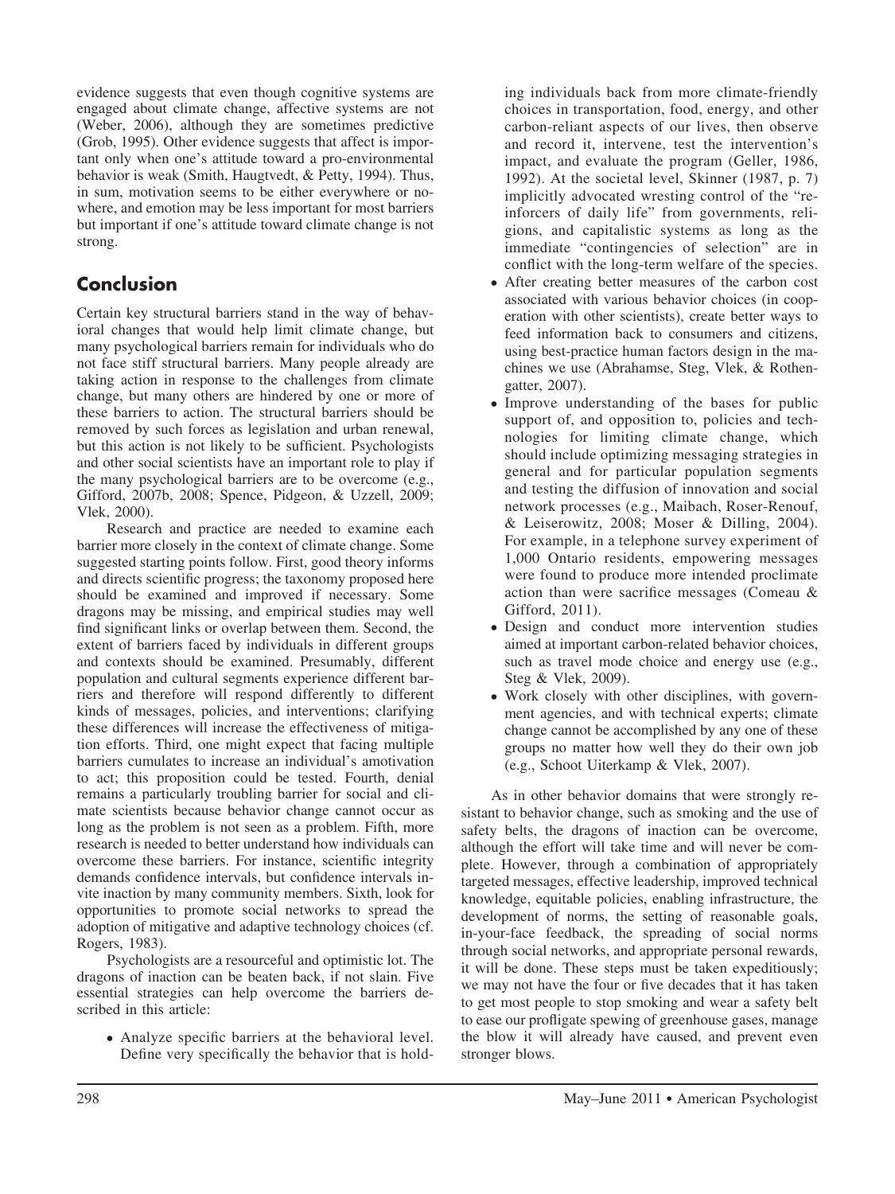evidence suggests that even though cognitive systems are engaged about climate change, affective systems are not (Weber, 2006), although they are sometimes predictive (Grob, 1995). Other evidence suggests that affect is important only when one's attitude toward a pro-environmental behavior is weak (Smith, Haugtvedt, & Petty, 1994). Thus, in sum, motivation seems to be either everywhere or nowhere, and emotion may be less important for most barriers but important if one's attitude toward climate change is not strong.

## Conclusion

Certain key structural barriers stand in the way of behavioral changes that would help limit climate change, but many psychological barriers remain for individuals who do not face stiff structural barriers. Many people already are taking action in response to the challenges from climate change, but many others are hindered by one or more of these barriers to action. The structural barriers should be removed by such forces as legislation and urban renewal, but this action is not likely to be sufficient. Psychologists and other social scientists have an important role to play if the many psychological barriers are to be overcome (e.g., Gifford, 2007b, 2008; Spence, Pidgeon, & Uzzell, 2009; Vlek, 2000).

Research and practice are needed to examine each barrier more closely in the context of climate change. Some suggested starting points follow. First, good theory informs and directs scientific progress; the taxonomy proposed here should be examined and improved if necessary. Some dragons may be missing, and empirical studies may well find significant links or overlap between them. Second, the extent of barriers faced by individuals in different groups and contexts should be examined. Presumably, different population and cultural segments experience different barriers and therefore will respond differently to different kinds of messages, policies, and interventions; clarifying these differences will increase the effectiveness of mitigation efforts. Third, one might expect that facing multiple barriers cumulates to increase an individual's amotivation to act; this proposition could be tested. Fourth, denial remains a particularly troubling barrier for social and climate scientists because behavior change cannot occur as long as the problem is not seen as a problem. Fifth, more research is needed to better understand how individuals can overcome these barriers. For instance, scientific integrity demands confidence intervals, but confidence intervals invite inaction by many community members. Sixth, look for opportunities to promote social networks to spread the adoption of mitigative and adaptive technology choices (cf. Rogers, 1983).

Psychologists are a resourceful and optimistic lot. The dragons of inaction can be beaten back, if not slain. Five essential strategies can help overcome the barriers described in this article:

- Analyze specific barriers at the behavioral level. Define very specifically the behavior that is holding individuals back from more climate-friendly choices in transportation, food, energy, and other carbon-reliant aspects of our lives, then observe and record it, intervene, test the intervention's impact, and evaluate the program (Geller, 1986, 1992). At the societal level, Skinner (1987, p. 7) implicitly advocated wresting control of the "reinforcers of daily life" from governments, religions, and capitalistic systems as long as the immediate "contingencies of selection" are in conflict with the long-term welfare of the species.
- After creating better measures of the carbon cost associated with various behavior choices (in cooperation with other scientists), create better ways to feed information back to consumers and citizens, using best-practice human factors design in the machines we use (Abrahamse, Steg, Vlek, & Rothengatter, 2007).
- Improve understanding of the bases for public support of, and opposition to, policies and technologies for limiting climate change, which should include optimizing messaging strategies in general and for particular population segments and testing the diffusion of innovation and social network processes (e.g., Maibach, Roser-Renouf, & Leiserowitz, 2008; Moser & Dilling, 2004). For example, in a telephone survey experiment of 1,000 Ontario residents, empowering messages were found to produce more intended proclimate action than were sacrifice messages (Comeau & Gifford, 2011).
- Design and conduct more intervention studies aimed at important carbon-related behavior choices, such as travel mode choice and energy use (e.g., Steg & Vlek, 2009).
- Work closely with other disciplines, with government agencies, and with technical experts; climate change cannot be accomplished by any one of these groups no matter how well they do their own job (e.g., Schoot Uiterkamp & Vlek, 2007).

As in other behavior domains that were strongly resistant to behavior change, such as smoking and the use of safety belts, the dragons of inaction can be overcome, although the effort will take time and will never be complete. However, through a combination of appropriately targeted messages, effective leadership, improved technical knowledge, equitable policies, enabling infrastructure, the development of norms, the setting of reasonable goals, in-your-face feedback, the spreading of social norms through social networks, and appropriate personal rewards, it will be done. These steps must be taken expeditiously; we may not have the four or five decades that it has taken to get most people to stop smoking and wear a safety belt to ease our profligate spewing of greenhouse gases, manage the blow it will already have caused, and prevent even stronger blows.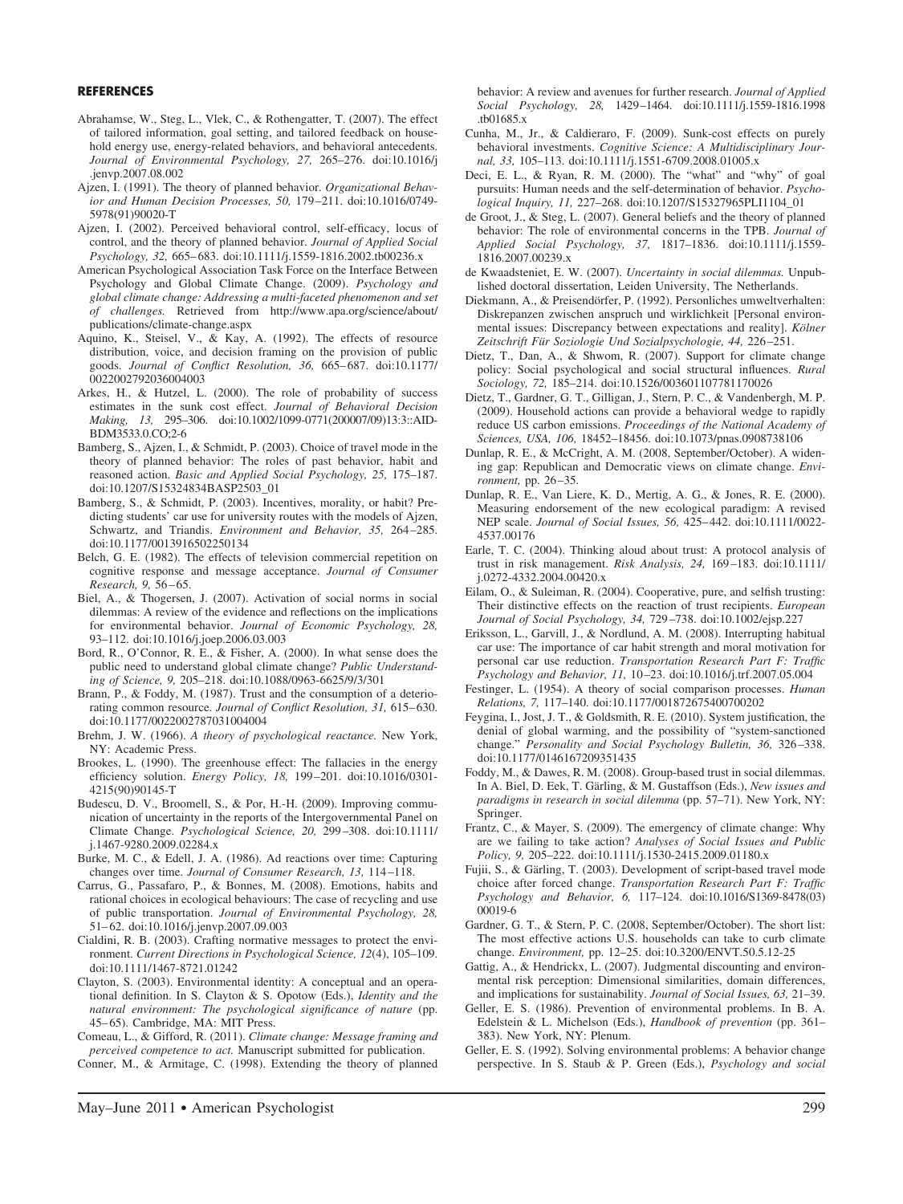## REFERENCES

Abrahamse, W., Steg, L., Vlek, C., & Rothengatter, T. (2007). The effect of tailored information, goal setting, and tailored feedback on household energy use, energy-related behaviors, and behavioral antecedents. *Journal of Environmental Psychology, 27,* 265–276. doi:10.1016/j.jenvp.2007.08.002

Ajzen, I. (1991). The theory of planned behavior. *Organizational Behavior and Human Decision Processes, 50,* 179–211. doi:10.1016/0749-5978(91)90020-T

Ajzen, I. (2002). Perceived behavioral control, self-efficacy, locus of control, and the theory of planned behavior. *Journal of Applied Social Psychology, 32,* 665–683. doi:10.1111/j.1559-1816.2002.tb00236.x

American Psychological Association Task Force on the Interface Between Psychology and Global Climate Change. (2009). *Psychology and global climate change: Addressing a multi-faceted phenomenon and set of challenges.* Retrieved from http://www.apa.org/science/about/publications/climate-change.aspx

Aquino, K., Steisel, V., & Kay, A. (1992). The effects of resource distribution, voice, and decision framing on the provision of public goods. *Journal of Conflict Resolution, 36,* 665–687. doi:10.1177/0022002792036004003

Arkes, H., & Hutzel, L. (2000). The role of probability of success estimates in the sunk cost effect. *Journal of Behavioral Decision Making, 13,* 295–306. doi:10.1002/1099-0771(200007/09)13:3::AID-BDM3533.0.CO;2-6

Bamberg, S., Ajzen, I., & Schmidt, P. (2003). Choice of travel mode in the theory of planned behavior: The roles of past behavior, habit and reasoned action. *Basic and Applied Social Psychology, 25,* 175–187. doi:10.1207/S15324834BASP2503_01

Bamberg, S., & Schmidt, P. (2003). Incentives, morality, or habit? Predicting students' car use for university routes with the models of Ajzen, Schwartz, and Triandis. *Environment and Behavior, 35,* 264–285. doi:10.1177/0013916502250134

Belch, G. E. (1982). The effects of television commercial repetition on cognitive response and message acceptance. *Journal of Consumer Research, 9,* 56–65.

Biel, A., & Thogersen, J. (2007). Activation of social norms in social dilemmas: A review of the evidence and reflections on the implications for environmental behavior. *Journal of Economic Psychology, 28,* 93–112. doi:10.1016/j.joep.2006.03.003

Bord, R., O'Connor, R. E., & Fisher, A. (2000). In what sense does the public need to understand global climate change? *Public Understanding of Science, 9,* 205–218. doi:10.1088/0963-6625/9/3/301

Brann, P., & Foddy, M. (1987). Trust and the consumption of a deteriorating common resource. *Journal of Conflict Resolution, 31,* 615–630. doi:10.1177/0022002787031004004

Brehm, J. W. (1966). *A theory of psychological reactance.* New York, NY: Academic Press.

Brookes, L. (1990). The greenhouse effect: The fallacies in the energy efficiency solution. *Energy Policy, 18,* 199–201. doi:10.1016/0301-4215(90)90145-T

Budescu, D. V., Broomell, S., & Por, H.-H. (2009). Improving communication of uncertainty in the reports of the Intergovernmental Panel on Climate Change. *Psychological Science, 20,* 299–308. doi:10.1111/j.1467-9280.2009.02284.x

Burke, M. C., & Edell, J. A. (1986). Ad reactions over time: Capturing changes over time. *Journal of Consumer Research, 13,* 114–118.

Carrus, G., Passafaro, P., & Bonnes, M. (2008). Emotions, habits and rational choices in ecological behaviours: The case of recycling and use of public transportation. *Journal of Environmental Psychology, 28,* 51–62. doi:10.1016/j.jenvp.2007.09.003

Cialdini, R. B. (2003). Crafting normative messages to protect the environment. *Current Directions in Psychological Science, 12*(4), 105–109. doi:10.1111/1467-8721.01242

Clayton, S. (2003). Environmental identity: A conceptual and an operational definition. In S. Clayton & S. Opotow (Eds.), *Identity and the natural environment: The psychological significance of nature* (pp. 45–65). Cambridge, MA: MIT Press.

Comeau, L., & Gifford, R. (2011). *Climate change: Message framing and perceived competence to act.* Manuscript submitted for publication.

Conner, M., & Armitage, C. (1998). Extending the theory of planned behavior: A review and avenues for further research. *Journal of Applied Social Psychology, 28,* 1429–1464. doi:10.1111/j.1559-1816.1998.tb01685.x

Cunha, M., Jr., & Caldieraro, F. (2009). Sunk-cost effects on purely behavioral investments. *Cognitive Science: A Multidisciplinary Journal, 33,* 105–113. doi:10.1111/j.1551-6709.2008.01005.x

Deci, E. L., & Ryan, R. M. (2000). The "what" and "why" of goal pursuits: Human needs and the self-determination of behavior. *Psychological Inquiry, 11,* 227–268. doi:10.1207/S15327965PLI1104_01

de Groot, J., & Steg, L. (2007). General beliefs and the theory of planned behavior: The role of environmental concerns in the TPB. *Journal of Applied Social Psychology, 37,* 1817–1836. doi:10.1111/j.1559-1816.2007.00239.x

de Kwaadsteniet, E. W. (2007). *Uncertainty in social dilemmas.* Unpublished doctoral dissertation, Leiden University, The Netherlands.

Diekmann, A., & Preisendörfer, P. (1992). Persönliches umweltverhalten: Diskrepanzen zwischen anspruch und wirklichkeit [Personal environmental issues: Discrepancy between expectations and reality]. *Kölner Zeitschrift Für Soziologie Und Sozialpsychologie, 44,* 226–251.

Dietz, T., Dan, A., & Shwom, R. (2007). Support for climate change policy: Social psychological and social structural influences. *Rural Sociology, 72,* 185–214. doi:10.1526/003601107781170026

Dietz, T., Gardner, G. T., Gilligan, J., Stern, P. C., & Vandenbergh, M. P. (2009). Household actions can provide a behavioral wedge to rapidly reduce US carbon emissions. *Proceedings of the National Academy of Sciences, USA, 106,* 18452–18456. doi:10.1073/pnas.0908738106

Dunlap, R. E., & McCright, A. M. (2008, September/October). A widening gap: Republican and Democratic views on climate change. *Environment,* pp. 26–35.

Dunlap, R. E., Van Liere, K. D., Mertig, A. G., & Jones, R. E. (2000). Measuring endorsement of the new ecological paradigm: A revised NEP scale. *Journal of Social Issues, 56,* 425–442. doi:10.1111/0022-4537.00176

Earle, T. C. (2004). Thinking aloud about trust: A protocol analysis of trust in risk management. *Risk Analysis, 24,* 169–183. doi:10.1111/j.0272-4332.2004.00420.x

Eilam, O., & Suleiman, R. (2004). Cooperative, pure, and selfish trusting: Their distinctive effects on the reaction of trust recipients. *European Journal of Social Psychology, 34,* 729–738. doi:10.1002/ejsp.227

Eriksson, L., Garvill, J., & Nordlund, A. M. (2008). Interrupting habitual car use: The importance of car habit strength and moral motivation for personal car use reduction. *Transportation Research Part F: Traffic Psychology and Behavior, 11,* 10–23. doi:10.1016/j.trf.2007.05.004

Festinger, L. (1954). A theory of social comparison processes. *Human Relations, 7,* 117–140. doi:10.1177/001872675400700202

Feygina, I., Jost, J. T., & Goldsmith, R. E. (2010). System justification, the denial of global warming, and the possibility of "system-sanctioned change." *Personality and Social Psychology Bulletin, 36,* 326–338. doi:10.1177/0146167209351435

Foddy, M., & Dawes, R. M. (2008). Group-based trust in social dilemmas. In A. Biel, D. Eek, T. Gärling, & M. Gustaffson (Eds.), *New issues and paradigms in research in social dilemma* (pp. 57–71). New York, NY: Springer.

Frantz, C., & Mayer, S. (2009). The emergency of climate change: Why are we failing to take action? *Analyses of Social Issues and Public Policy, 9,* 205–222. doi:10.1111/j.1530-2415.2009.01180.x

Fujii, S., & Gärling, T. (2003). Development of script-based travel mode choice after forced change. *Transportation Research Part F: Traffic Psychology and Behavior, 6,* 117–124. doi:10.1016/S1369-8478(03)00019-6

Gardner, G. T., & Stern, P. C. (2008, September/October). The short list: The most effective actions U.S. households can take to curb climate change. *Environment,* pp. 12–25. doi:10.3200/ENVT.50.5.12-25

Gattig, A., & Hendrickx, L. (2007). Judgmental discounting and environmental risk perception: Dimensional similarities, domain differences, and implications for sustainability. *Journal of Social Issues, 63,* 21–39.

Geller, E. S. (1986). Prevention of environmental problems. In B. A. Edelstein & L. Michelson (Eds.), *Handbook of prevention* (pp. 361–383). New York, NY: Plenum.

Geller, E. S. (1992). Solving environmental problems: A behavior change perspective. In S. Staub & P. Green (Eds.), *Psychology and social*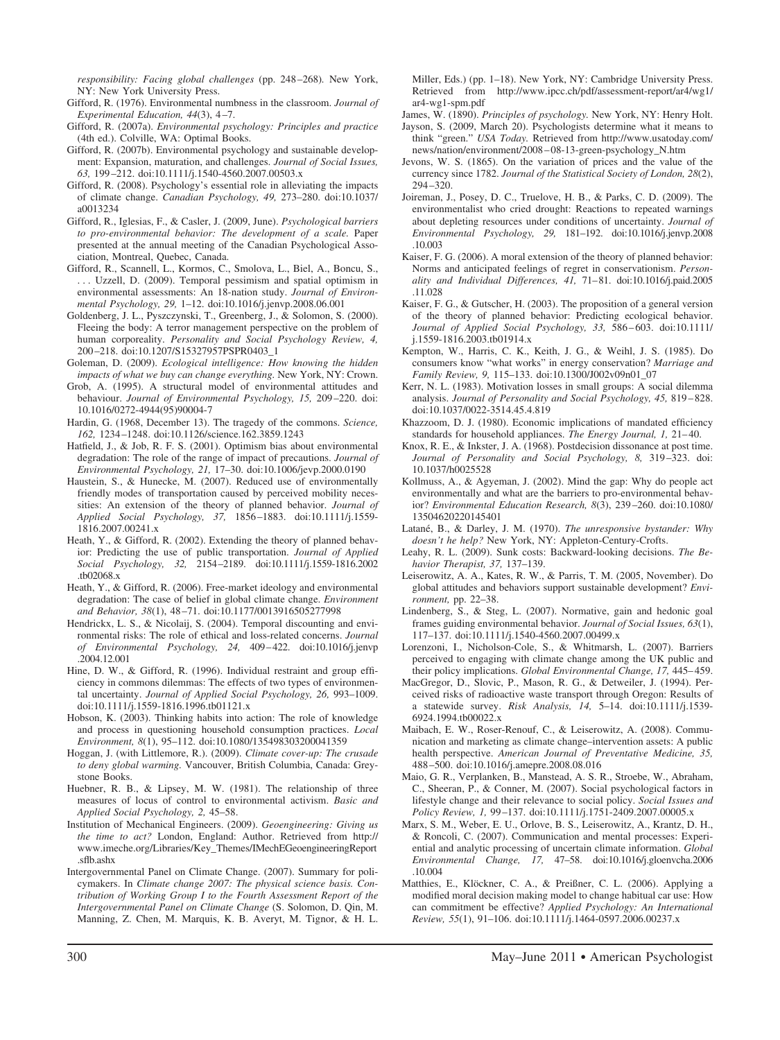*responsibility: Facing global challenges* (pp. 248–268). New York, NY: New York University Press.

Gifford, R. (1976). Environmental numbness in the classroom. *Journal of Experimental Education, 44*(3), 4–7.

Gifford, R. (2007a). *Environmental psychology: Principles and practice* (4th ed.). Colville, WA: Optimal Books.

Gifford, R. (2007b). Environmental psychology and sustainable development: Expansion, maturation, and challenges. *Journal of Social Issues, 63,* 199–212. doi:10.1111/j.1540-4560.2007.00503.x

Gifford, R. (2008). Psychology's essential role in alleviating the impacts of climate change. *Canadian Psychology, 49,* 273–280. doi:10.1037/a0013234

Gifford, R., Iglesias, F., & Casler, J. (2009, June). *Psychological barriers to pro-environmental behavior: The development of a scale.* Paper presented at the annual meeting of the Canadian Psychological Association, Montreal, Quebec, Canada.

Gifford, R., Scannell, L., Kormos, C., Smolova, L., Biel, A., Boncu, S., . . . Uzzell, D. (2009). Temporal pessimism and spatial optimism in environmental assessments: An 18-nation study. *Journal of Environmental Psychology, 29,* 1–12. doi:10.1016/j.jenvp.2008.06.001

Goldenberg, J. L., Pyszczynski, T., Greenberg, J., & Solomon, S. (2000). Fleeing the body: A terror management perspective on the problem of human corporeality. *Personality and Social Psychology Review, 4,* 200–218. doi:10.1207/S15327957PSPR0403_1

Goleman, D. (2009). *Ecological intelligence: How knowing the hidden impacts of what we buy can change everything.* New York, NY: Crown.

Grob, A. (1995). A structural model of environmental attitudes and behaviour. *Journal of Environmental Psychology, 15,* 209–220. doi:10.1016/0272-4944(95)90004-7

Hardin, G. (1968, December 13). The tragedy of the commons. *Science, 162,* 1234–1248. doi:10.1126/science.162.3859.1243

Hatfield, J., & Job, R. F. S. (2001). Optimism bias about environmental degradation: The role of the range of impact of precautions. *Journal of Environmental Psychology, 21,* 17–30. doi:10.1006/jevp.2000.0190

Haustein, S., & Hunecke, M. (2007). Reduced use of environmentally friendly modes of transportation caused by perceived mobility necessities: An extension of the theory of planned behavior. *Journal of Applied Social Psychology, 37,* 1856–1883. doi:10.1111/j.1559-1816.2007.00241.x

Heath, Y., & Gifford, R. (2002). Extending the theory of planned behavior: Predicting the use of public transportation. *Journal of Applied Social Psychology, 32,* 2154–2189. doi:10.1111/j.1559-1816.2002.tb02068.x

Heath, Y., & Gifford, R. (2006). Free-market ideology and environmental degradation: The case of belief in global climate change. *Environment and Behavior, 38*(1), 48–71. doi:10.1177/0013916505277998

Hendrickx, L. S., & Nicolaij, S. (2004). Temporal discounting and environmental risks: The role of ethical and loss-related concerns. *Journal of Environmental Psychology, 24,* 409–422. doi:10.1016/j.jenvp.2004.12.001

Hine, D. W., & Gifford, R. (1996). Individual restraint and group efficiency in commons dilemmas: The effects of two types of environmental uncertainty. *Journal of Applied Social Psychology, 26,* 993–1009. doi:10.1111/j.1559-1816.1996.tb01121.x

Hobson, K. (2003). Thinking habits into action: The role of knowledge and process in questioning household consumption practices. *Local Environment, 8*(1), 95–112. doi:10.1080/135498303200041359

Hoggan, J. (with Littlemore, R.). (2009). *Climate cover-up: The crusade to deny global warming.* Vancouver, British Columbia, Canada: Greystone Books.

Huebner, R. B., & Lipsey, M. W. (1981). The relationship of three measures of locus of control to environmental activism. *Basic and Applied Social Psychology, 2,* 45–58.

Institution of Mechanical Engineers. (2009). *Geoengineering: Giving us the time to act?* London, England: Author. Retrieved from http://www.imeche.org/Libraries/Key_Themes/IMechEGeoengineeringReport.sflb.ashx

Intergovernmental Panel on Climate Change. (2007). Summary for policymakers. In *Climate change 2007: The physical science basis. Contribution of Working Group I to the Fourth Assessment Report of the Intergovernmental Panel on Climate Change* (S. Solomon, D. Qin, M. Manning, Z. Chen, M. Marquis, K. B. Averyt, M. Tignor, & H. L. Miller, Eds.) (pp. 1–18). New York, NY: Cambridge University Press. Retrieved from http://www.ipcc.ch/pdf/assessment-report/ar4/wg1/ar4-wg1-spm.pdf

James, W. (1890). *Principles of psychology.* New York, NY: Henry Holt.

Jayson, S. (2009, March 20). Psychologists determine what it means to think "green." *USA Today.* Retrieved from http://www.usatoday.com/news/nation/environment/2008–08-13-green-psychology_N.htm

Jevons, W. S. (1865). On the variation of prices and the value of the currency since 1782. *Journal of the Statistical Society of London, 28*(2), 294–320.

Joireman, J., Posey, D. C., Truelove, H. B., & Parks, C. D. (2009). The environmentalist who cried drought: Reactions to repeated warnings about depleting resources under conditions of uncertainty. *Journal of Environmental Psychology, 29,* 181–192. doi:10.1016/j.jenvp.2008.10.003

Kaiser, F. G. (2006). A moral extension of the theory of planned behavior: Norms and anticipated feelings of regret in conservationism. *Personality and Individual Differences, 41,* 71–81. doi:10.1016/j.paid.2005.11.028

Kaiser, F. G., & Gutscher, H. (2003). The proposition of a general version of the theory of planned behavior: Predicting ecological behavior. *Journal of Applied Social Psychology, 33,* 586–603. doi:10.1111/j.1559-1816.2003.tb01914.x

Kempton, W., Harris, C. K., Keith, J. G., & Weihl, J. S. (1985). Do consumers know "what works" in energy conservation? *Marriage and Family Review, 9,* 115–133. doi:10.1300/J002v09n01_07

Kerr, N. L. (1983). Motivation losses in small groups: A social dilemma analysis. *Journal of Personality and Social Psychology, 45,* 819–828. doi:10.1037/0022-3514.45.4.819

Khazzoom, D. J. (1980). Economic implications of mandated efficiency standards for household appliances. *The Energy Journal, 1,* 21–40.

Knox, R. E., & Inkster, J. A. (1968). Postdecision dissonance at post time. *Journal of Personality and Social Psychology, 8,* 319–323. doi:10.1037/h0025528

Kollmuss, A., & Agyeman, J. (2002). Mind the gap: Why do people act environmentally and what are the barriers to pro-environmental behavior? *Environmental Education Research, 8*(3), 239–260. doi:10.1080/13504620220145401

Latané, B., & Darley, J. M. (1970). *The unresponsive bystander: Why doesn't he help?* New York, NY: Appleton-Century-Crofts.

Leahy, R. L. (2009). Sunk costs: Backward-looking decisions. *The Behavior Therapist, 37,* 137–139.

Leiserowitz, A. A., Kates, R. W., & Parris, T. M. (2005, November). Do global attitudes and behaviors support sustainable development? *Environment,* pp. 22–38.

Lindenberg, S., & Steg, L. (2007). Normative, gain and hedonic goal frames guiding environmental behavior. *Journal of Social Issues, 63*(1), 117–137. doi:10.1111/j.1540-4560.2007.00499.x

Lorenzoni, I., Nicholson-Cole, S., & Whitmarsh, L. (2007). Barriers perceived to engaging with climate change among the UK public and their policy implications. *Global Environmental Change, 17,* 445–459.

MacGregor, D., Slovic, P., Mason, R. G., & Detweiler, J. (1994). Perceived risks of radioactive waste transport through Oregon: Results of a statewide survey. *Risk Analysis, 14,* 5–14. doi:10.1111/j.1539-6924.1994.tb00022.x

Maibach, E. W., Roser-Renouf, C., & Leiserowitz, A. (2008). Communication and marketing as climate change–intervention assets: A public health perspective. *American Journal of Preventative Medicine, 35,* 488–500. doi:10.1016/j.amepre.2008.08.016

Maio, G. R., Verplanken, B., Manstead, A. S. R., Stroebe, W., Abraham, C., Sheeran, P., & Conner, M. (2007). Social psychological factors in lifestyle change and their relevance to social policy. *Social Issues and Policy Review, 1,* 99–137. doi:10.1111/j.1751-2409.2007.00005.x

Marx, S. M., Weber, E. U., Orlove, B. S., Leiserowitz, A., Krantz, D. H., & Roncoli, C. (2007). Communication and mental processes: Experiential and analytic processing of uncertain climate information. *Global Environmental Change, 17,* 47–58. doi:10.1016/j.gloenvcha.2006.10.004

Matthies, E., Klöckner, C. A., & Preißner, C. L. (2006). Applying a modified moral decision making model to change habitual car use: How can commitment be effective? *Applied Psychology: An International Review, 55*(1), 91–106. doi:10.1111/j.1464-0597.2006.00237.x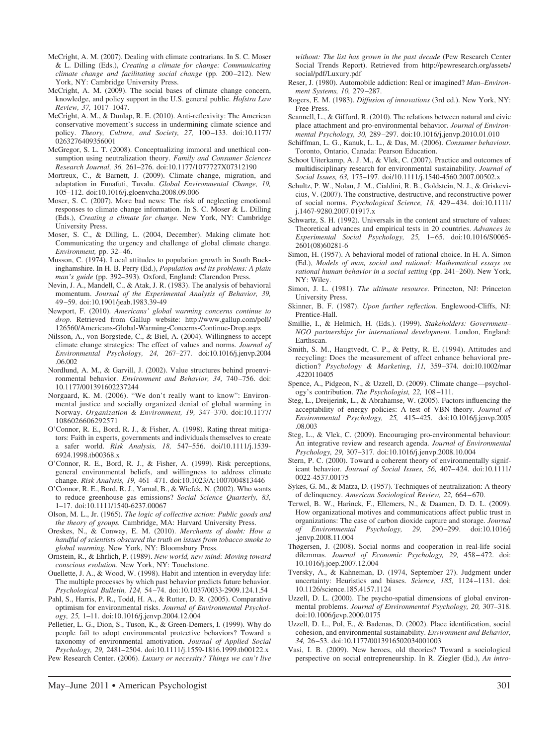McCright, A. M. (2007). Dealing with climate contrarians. In S. C. Moser & L. Dilling (Eds.), *Creating a climate for change: Communicating climate change and facilitating social change* (pp. 200–212). New York, NY: Cambridge University Press.

McCright, A. M. (2009). The social bases of climate change concern, knowledge, and policy support in the U.S. general public. *Hofstra Law Review, 37,* 1017–1047.

McCright, A. M., & Dunlap, R. E. (2010). Anti-reflexivity: The American conservative movement's success in undermining climate science and policy. *Theory, Culture, and Society, 27,* 100–133. doi:10.1177/0263276409356001

McGregor, S. L. T. (2008). Conceptualizing immoral and unethical consumption using neutralization theory. *Family and Consumer Sciences Research Journal, 36,* 261–276. doi:10.1177/1077727X07312190

Mortreux, C., & Barnett, J. (2009). Climate change, migration, and adaptation in Funafuti, Tuvalu. *Global Environmental Change, 19,* 105–112. doi:10.1016/j.gloenvcha.2008.09.006

Moser, S. C. (2007). More bad news: The risk of neglecting emotional responses to climate change information. In S. C. Moser & L. Dilling (Eds.), *Creating a climate for change.* New York, NY: Cambridge University Press.

Moser, S. C., & Dilling, L. (2004, December). Making climate hot: Communicating the urgency and challenge of global climate change. *Environment,* pp. 32–46.

Musson, C. (1974). Local attitudes to population growth in South Buckinghamshire. In H. B. Perry (Ed.), *Population and its problems: A plain man's guide* (pp. 392–393). Oxford, England: Clarendon Press.

Nevin, J. A., Mandell, C., & Atak, J. R. (1983). The analysis of behavioral momentum. *Journal of the Experimental Analysis of Behavior, 39,* 49–59. doi:10.1901/jeab.1983.39-49

Newport, F. (2010). *Americans' global warming concerns continue to drop*. Retrieved from Gallup website: http://www.gallup.com/poll/126560/Americans-Global-Warming-Concerns-Continue-Drop.aspx

Nilsson, A., von Borgstede, C., & Biel, A. (2004). Willingness to accept climate change strategies: The effect of values and norms. *Journal of Environmental Psychology, 24,* 267–277. doi:10.1016/j.jenvp.2004.06.002

Nordlund, A. M., & Garvill, J. (2002). Value structures behind proenvironmental behavior. *Environment and Behavior, 34,* 740–756. doi:10.1177/001391602237244

Norgaard, K. M. (2006). "We don't really want to know": Environmental justice and socially organized denial of global warming in Norway. *Organization & Environment, 19,* 347–370. doi:10.1177/1086026606292571

O'Connor, R. E., Bord, R. J., & Fisher, A. (1998). Rating threat mitigators: Faith in experts, governments and individuals themselves to create a safer world. *Risk Analysis, 18,* 547–556. doi/10.1111/j.1539-6924.1998.tb00368.x

O'Connor, R. E., Bord, R. J., & Fisher, A. (1999). Risk perceptions, general environmental beliefs, and willingness to address climate change. *Risk Analysis, 19,* 461–471. doi:10.1023/A:1007004813446

O'Connor, R. E., Bord, R. J., Yarnal, B., & Wiefek, N. (2002). Who wants to reduce greenhouse gas emissions? *Social Science Quarterly, 83,* 1–17. doi:10.1111/1540-6237.00067

Olson, M. L., Jr. (1965). *The logic of collective action: Public goods and the theory of groups.* Cambridge, MA: Harvard University Press.

Oreskes, N., & Conway, E. M. (2010). *Merchants of doubt: How a handful of scientists obscured the truth on issues from tobacco smoke to global warming.* New York, NY: Bloomsbury Press.

Ornstein, R., & Ehrlich, P. (1989). *New world, new mind: Moving toward conscious evolution.* New York, NY: Touchstone.

Ouellette, J. A., & Wood, W. (1998). Habit and intention in everyday life: The multiple processes by which past behavior predicts future behavior. *Psychological Bulletin, 124,* 54–74. doi:10.1037/0033-2909.124.1.54

Pahl, S., Harris, P. R., Todd, H. A., & Rutter, D. R. (2005). Comparative optimism for environmental risks. *Journal of Environmental Psychology, 25,* 1–11. doi:10.1016/j.jenvp.2004.12.004

Pelletier, L. G., Dion, S., Tuson, K., & Green-Demers, I. (1999). Why do people fail to adopt environmental protective behaviors? Toward a taxonomy of environmental amotivation. *Journal of Applied Social Psychology, 29,* 2481–2504. doi:10.1111/j.1559-1816.1999.tb00122.x

Pew Research Center. (2006). *Luxury or necessity? Things we can't live without: The list has grown in the past decade* (Pew Research Center Social Trends Report). Retrieved from http://pewresearch.org/assets/social/pdf/Luxury.pdf

Reser, J. (1980). Automobile addiction: Real or imagined? *Man–Environment Systems, 10,* 279–287.

Rogers, E. M. (1983). *Diffusion of innovations* (3rd ed.). New York, NY: Free Press.

Scannell, L., & Gifford, R. (2010). The relations between natural and civic place attachment and pro-environmental behavior. *Journal of Environmental Psychology, 30,* 289–297. doi:10.1016/j.jenvp.2010.01.010

Schiffman, L. G., Kanuk, L. L., & Das, M. (2006). *Consumer behaviour.* Toronto, Ontario, Canada: Pearson Education.

Schoot Uiterkamp, A. J. M., & Vlek, C. (2007). Practice and outcomes of multidisciplinary research for environmental sustainability. *Journal of Social Issues, 63,* 175–197. doi/10.1111/j.1540-4560.2007.00502.x

Schultz, P. W., Nolan, J. M., Cialdini, R. B., Goldstein, N. J., & Griskevicius, V. (2007). The constructive, destructive, and reconstructive power of social norms. *Psychological Science, 18,* 429–434. doi:10.1111/j.1467-9280.2007.01917.x

Schwartz, S. H. (1992). Universals in the content and structure of values: Theoretical advances and empirical tests in 20 countries. *Advances in Experimental Social Psychology, 25,* 1–65. doi:10.1016/S0065-2601(08)60281-6

Simon, H. (1957). A behavioral model of rational choice. In H. A. Simon (Ed.), *Models of man, social and rational: Mathematical essays on rational human behavior in a social setting* (pp. 241–260). New York, NY: Wiley.

Simon, J. L. (1981). *The ultimate resource.* Princeton, NJ: Princeton University Press.

Skinner, B. F. (1987). *Upon further reflection.* Englewood-Cliffs, NJ: Prentice-Hall.

Smillie, I., & Helmich, H. (Eds.). (1999). *Stakeholders: Government–NGO partnerships for international development.* London, England: Earthscan.

Smith, S. M., Haugtvedt, C. P., & Petty, R. E. (1994). Attitudes and recycling: Does the measurement of affect enhance behavioral prediction? *Psychology & Marketing, 11,* 359–374. doi:10.1002/mar.4220110405

Spence, A., Pidgeon, N., & Uzzell, D. (2009). Climate change—psychology's contribution. *The Psychologist, 22,* 108–111.

Steg, L., Dreijerink, L., & Abrahamse, W. (2005). Factors influencing the acceptability of energy policies: A test of VBN theory. *Journal of Environmental Psychology, 25,* 415–425. doi:10.1016/j.jenvp.2005.08.003

Steg, L., & Vlek, C. (2009). Encouraging pro-environmental behaviour: An integrative review and research agenda. *Journal of Environmental Psychology, 29,* 307–317. doi:10.1016/j.jenvp.2008.10.004

Stern, P. C. (2000). Toward a coherent theory of environmentally significant behavior. *Journal of Social Issues, 56,* 407–424. doi:10.1111/0022-4537.00175

Sykes, G. M., & Matza, D. (1957). Techniques of neutralization: A theory of delinquency. *American Sociological Review, 22,* 664–670.

Terwel, B. W., Harinck, F., Ellemers, N., & Daamen, D. D. L. (2009). How organizational motives and communications affect public trust in organizations: The case of carbon dioxide capture and storage. *Journal of Environmental Psychology, 29,* 290–299. doi:10.1016/j.jenvp.2008.11.004

Thøgersen, J. (2008). Social norms and cooperation in real-life social dilemmas. *Journal of Economic Psychology, 29,* 458–472. doi:10.1016/j.joep.2007.12.004

Tversky, A., & Kahneman, D. (1974, September 27). Judgment under uncertainty: Heuristics and biases. *Science, 185,* 1124–1131. doi:10.1126/science.185.4157.1124

Uzzell, D. L. (2000). The psycho-spatial dimensions of global environmental problems. *Journal of Environmental Psychology, 20,* 307–318. doi:10.1006/jevp.2000.0175

Uzzell, D. L., Pol, E., & Badenas, D. (2002). Place identification, social cohesion, and environmental sustainability. *Environment and Behavior, 34,* 26–53. doi:10.1177/0013916502034001003

Vasi, I. B. (2009). New heroes, old theories? Toward a sociological perspective on social entrepreneurship. In R. Ziegler (Ed.), *An intro-*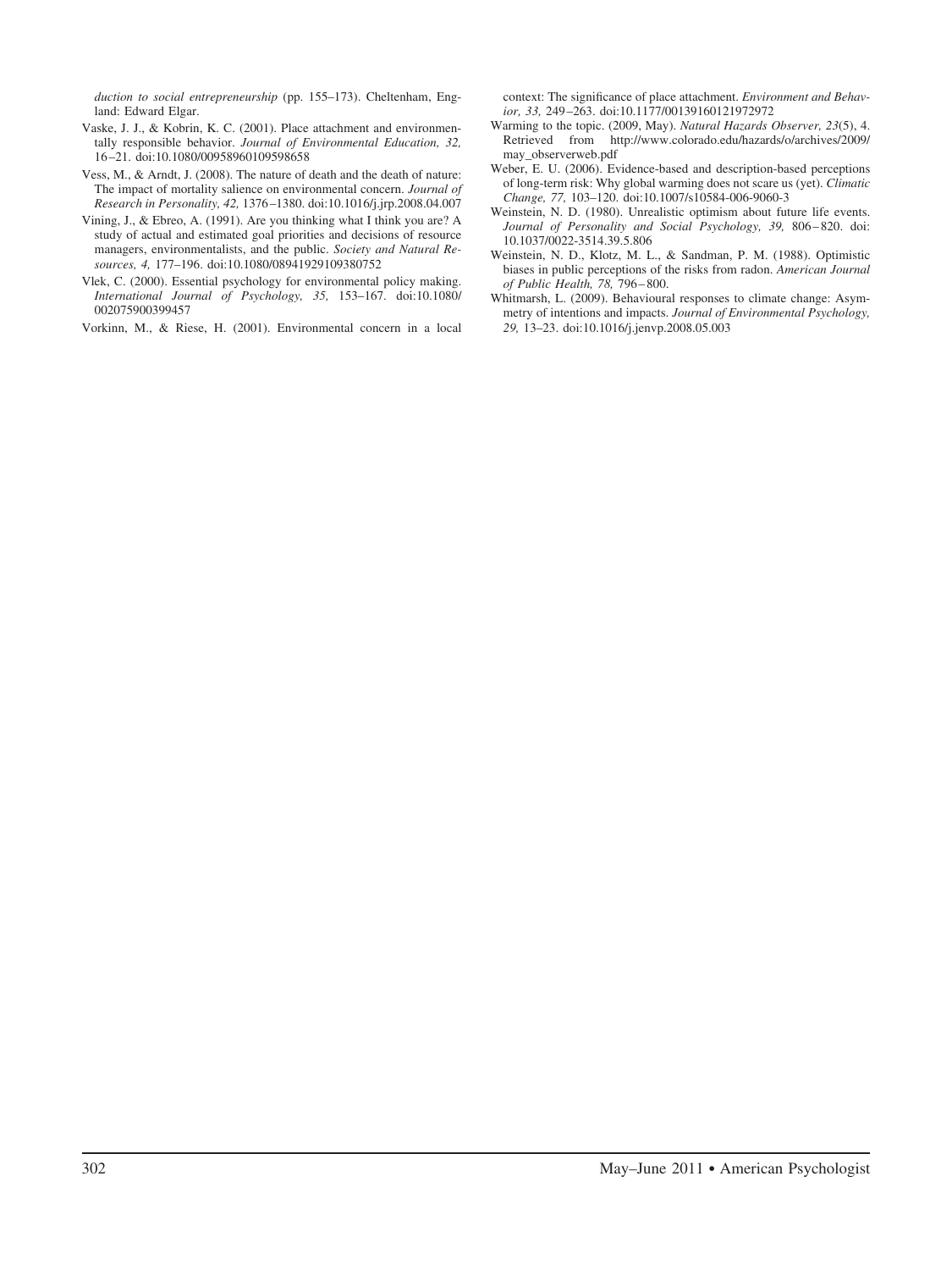*duction to social entrepreneurship* (pp. 155–173). Cheltenham, England: Edward Elgar.

Vaske, J. J., & Kobrin, K. C. (2001). Place attachment and environmentally responsible behavior. *Journal of Environmental Education, 32,* 16–21. doi:10.1080/00958960109598658

Vess, M., & Arndt, J. (2008). The nature of death and the death of nature: The impact of mortality salience on environmental concern. *Journal of Research in Personality, 42,* 1376–1380. doi:10.1016/j.jrp.2008.04.007

Vining, J., & Ebreo, A. (1991). Are you thinking what I think you are? A study of actual and estimated goal priorities and decisions of resource managers, environmentalists, and the public. *Society and Natural Resources, 4,* 177–196. doi:10.1080/08941929109380752

Vlek, C. (2000). Essential psychology for environmental policy making. *International Journal of Psychology, 35,* 153–167. doi:10.1080/002075900399457

Vorkinn, M., & Riese, H. (2001). Environmental concern in a local context: The significance of place attachment. *Environment and Behavior, 33,* 249–263. doi:10.1177/00139160121972972

Warming to the topic. (2009, May). *Natural Hazards Observer, 23*(5), 4. Retrieved from http://www.colorado.edu/hazards/o/archives/2009/may_observerweb.pdf

Weber, E. U. (2006). Evidence-based and description-based perceptions of long-term risk: Why global warming does not scare us (yet). *Climatic Change, 77,* 103–120. doi:10.1007/s10584-006-9060-3

Weinstein, N. D. (1980). Unrealistic optimism about future life events. *Journal of Personality and Social Psychology, 39,* 806–820. doi:10.1037/0022-3514.39.5.806

Weinstein, N. D., Klotz, M. L., & Sandman, P. M. (1988). Optimistic biases in public perceptions of the risks from radon. *American Journal of Public Health, 78,* 796–800.

Whitmarsh, L. (2009). Behavioural responses to climate change: Asymmetry of intentions and impacts. *Journal of Environmental Psychology, 29,* 13–23. doi:10.1016/j.jenvp.2008.05.003